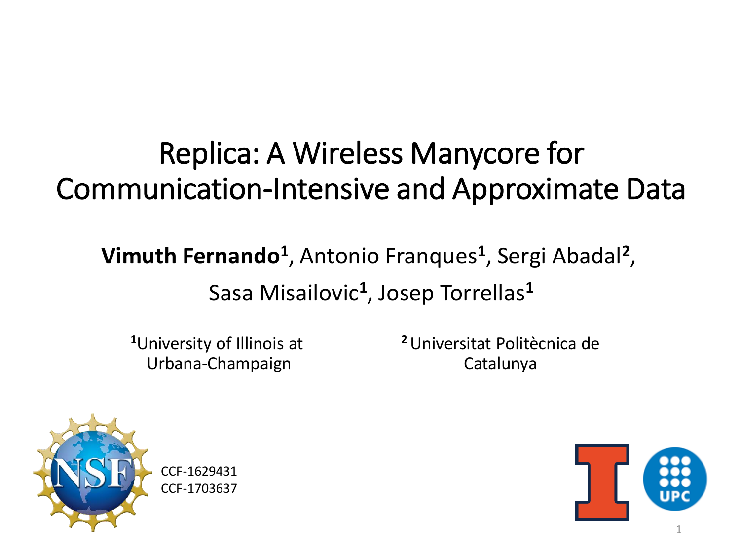# Replica: A Wireless Manycore for Communication-Intensive and Approximate Data

**Vimuth Fernando**[1], Antonio Franques[1], Sergi Abadal[2], Sasa Misailovic[1], Josep Torrellas[1]

[1]University of Illinois at Urbana-Champaign

[2]Universitat Politècnica de Catalunya

CCF-1629431
CCF-1703637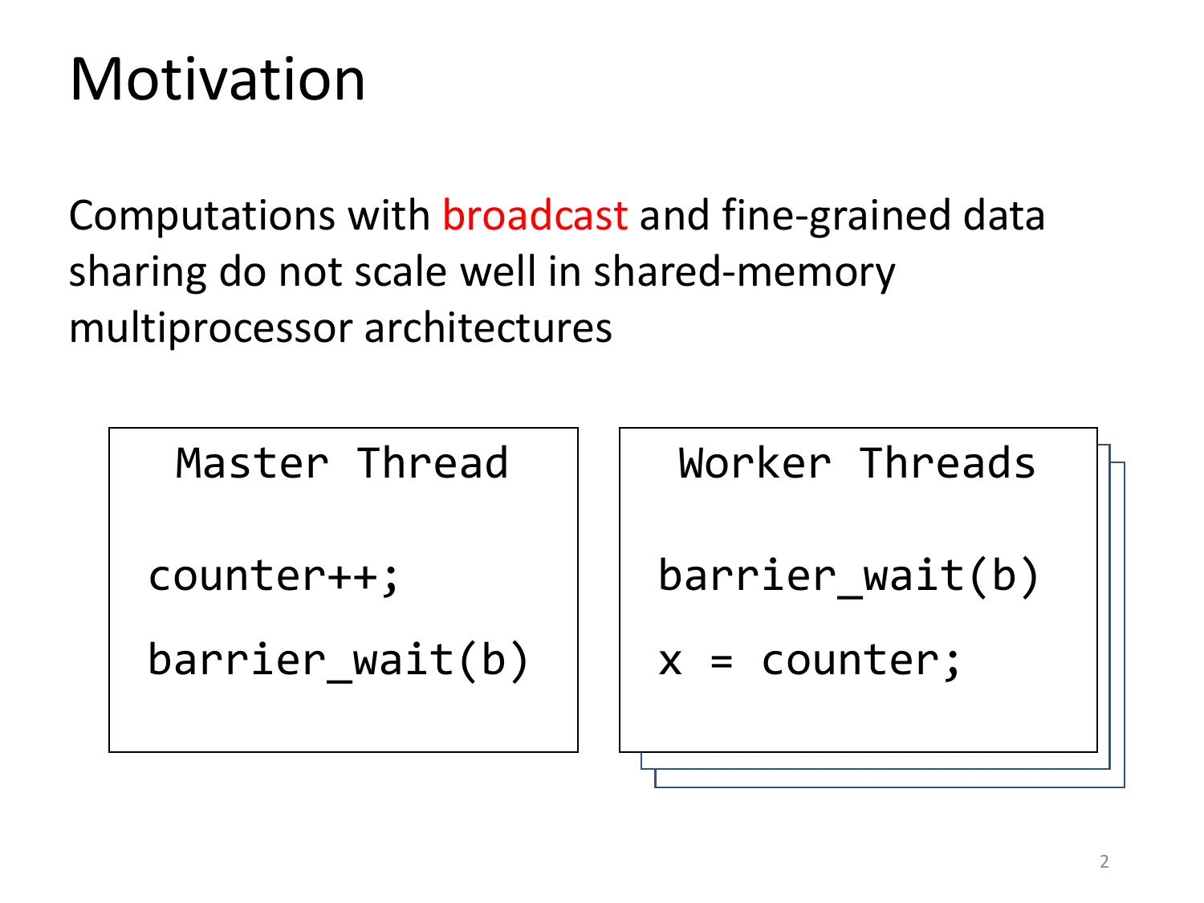# Motivation

Computations with broadcast and fine-grained data sharing do not scale well in shared-memory multiprocessor architectures

**Master Thread**

```
counter++;
barrier_wait(b)
```

**Worker Threads**

```
barrier_wait(b)
x = counter;
```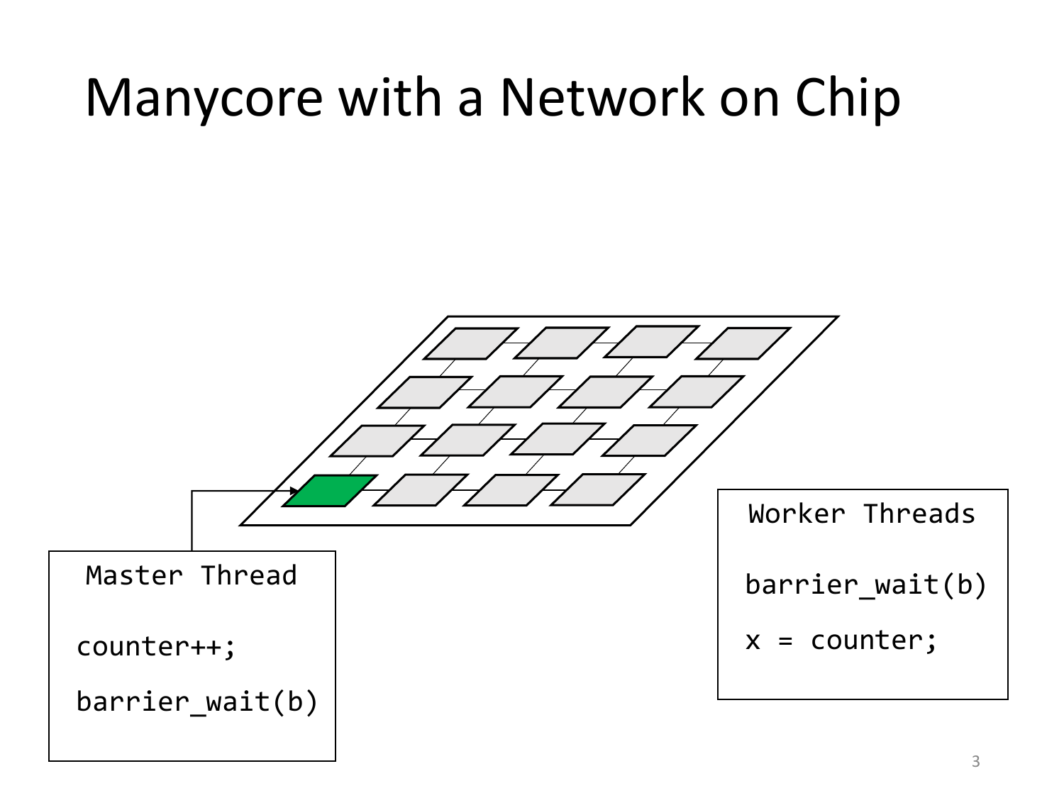# Manycore with a Network on Chip

Master Thread

```
counter++;
barrier_wait(b)
```

Worker Threads

```
barrier_wait(b)
x = counter;
```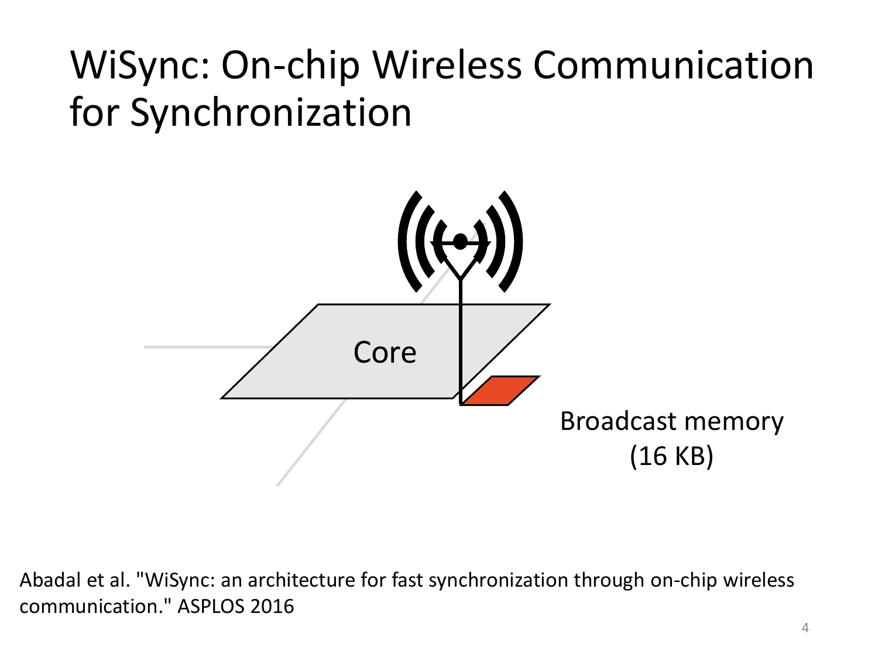# WiSync: On-chip Wireless Communication for Synchronization

Core

Broadcast memory (16 KB)

Abadal et al. "WiSync: an architecture for fast synchronization through on-chip wireless communication." ASPLOS 2016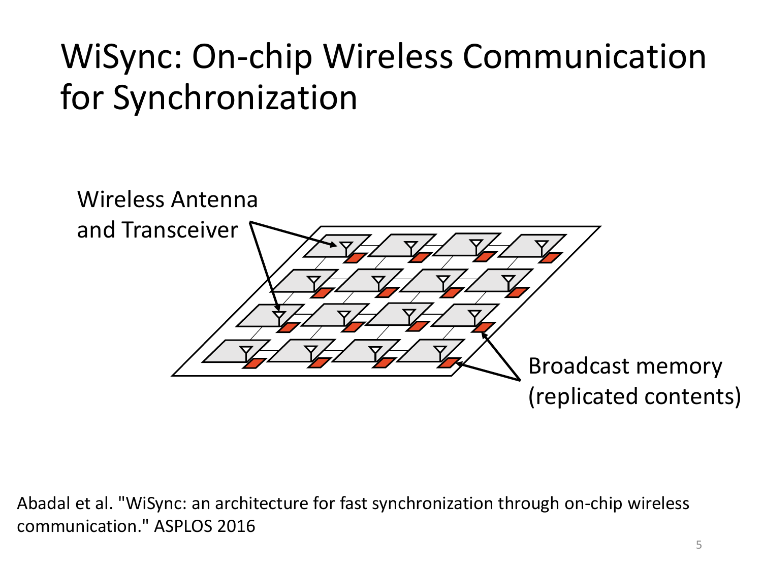# WiSync: On-chip Wireless Communication for Synchronization

Wireless Antenna and Transceiver

Broadcast memory (replicated contents)

Abadal et al. "WiSync: an architecture for fast synchronization through on-chip wireless communication." ASPLOS 2016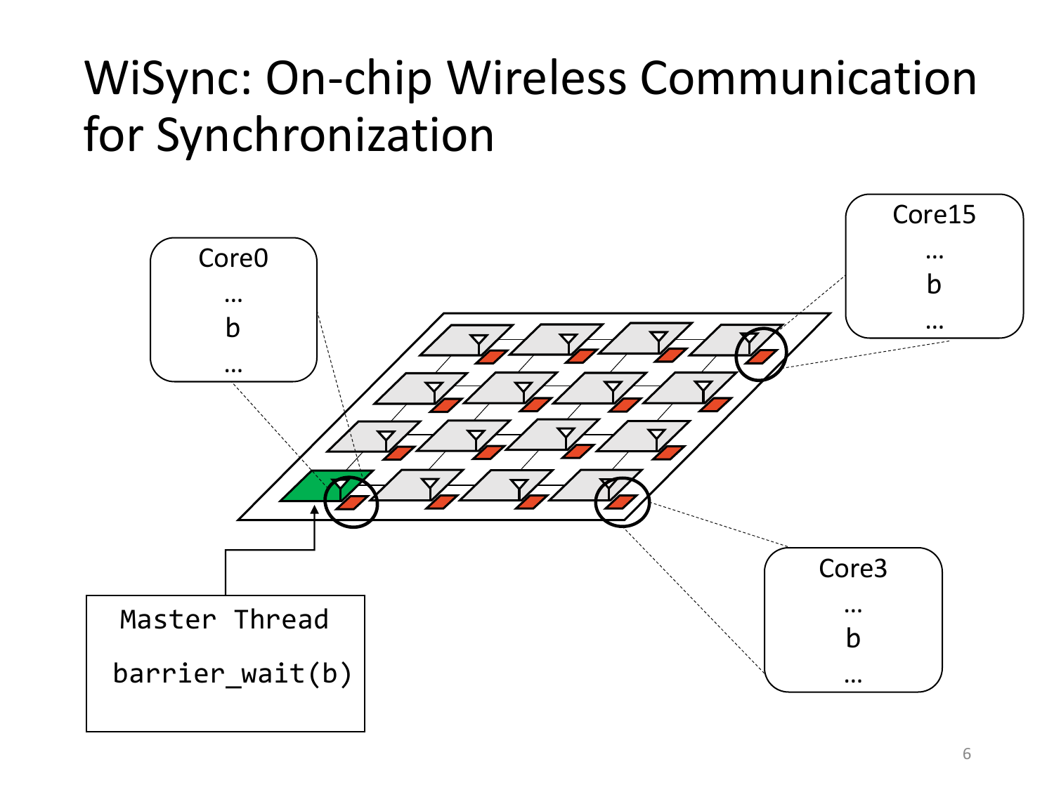# WiSync: On-chip Wireless Communication for Synchronization

Core0

…

b

…

Core15

…

b

…

Core3

…

b

…

```
Master Thread

 barrier_wait(b)
```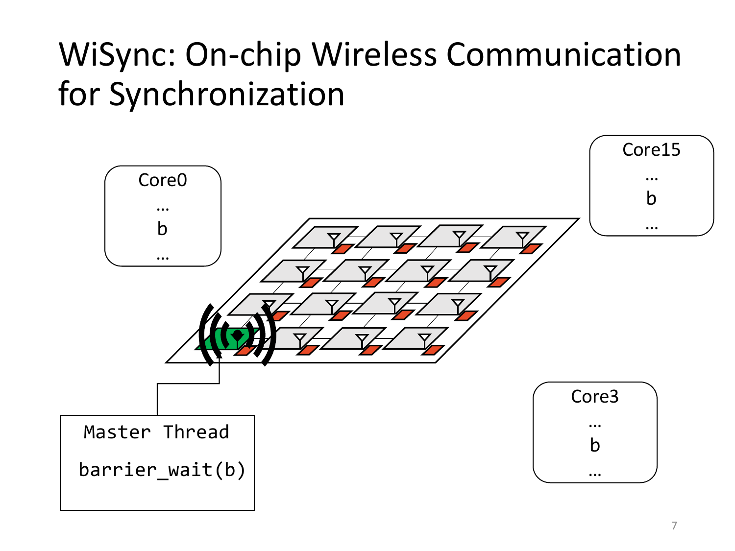# WiSync: On-chip Wireless Communication for Synchronization

Core0

…

b

…

Core15

…

b

…

Core3

…

b

…

```
Master Thread

barrier_wait(b)
```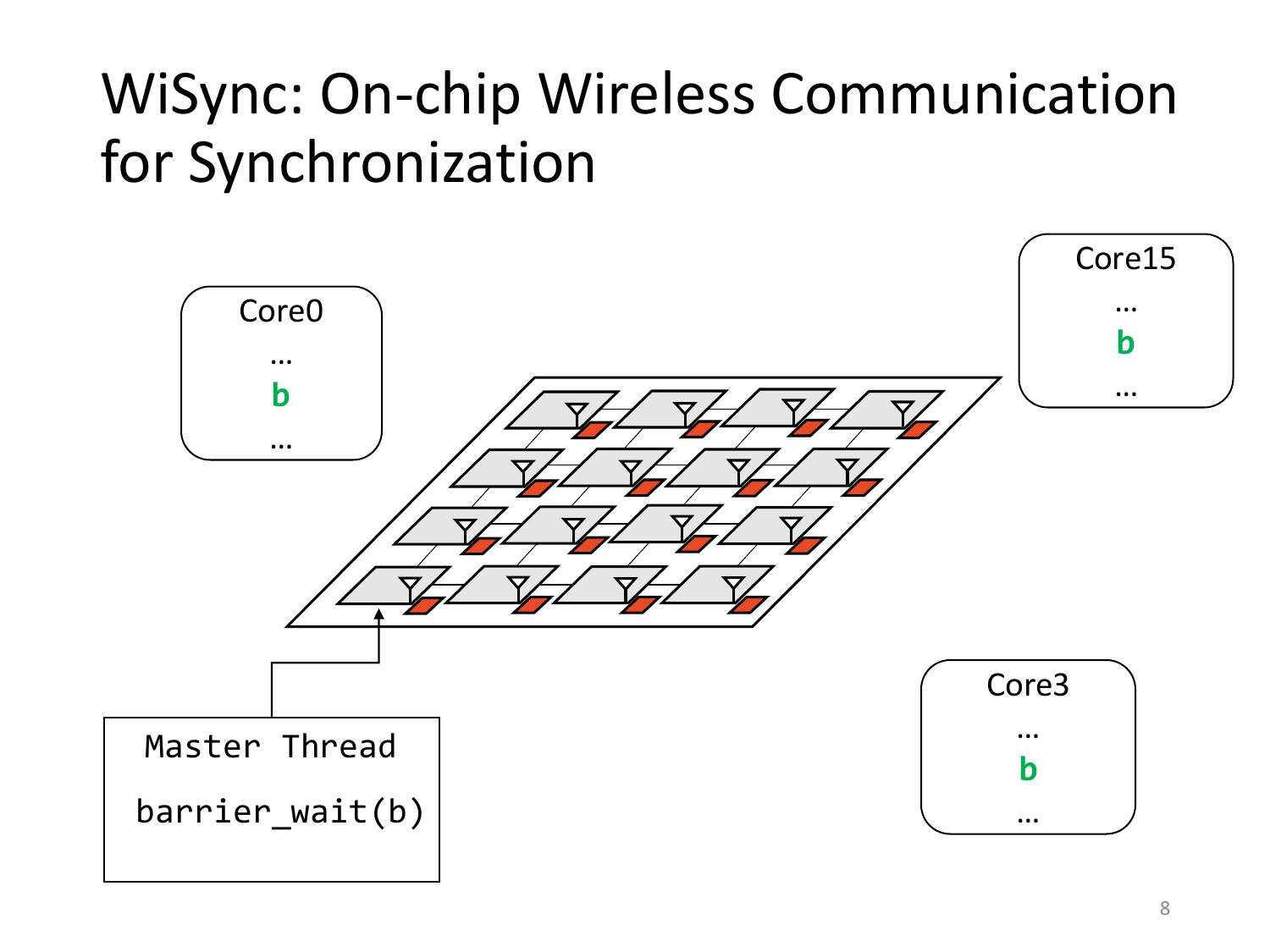# WiSync: On-chip Wireless Communication for Synchronization

Core0

…

**b**

…

Core15

…

**b**

…

Core3

…

**b**

…

```
Master Thread

barrier_wait(b)
```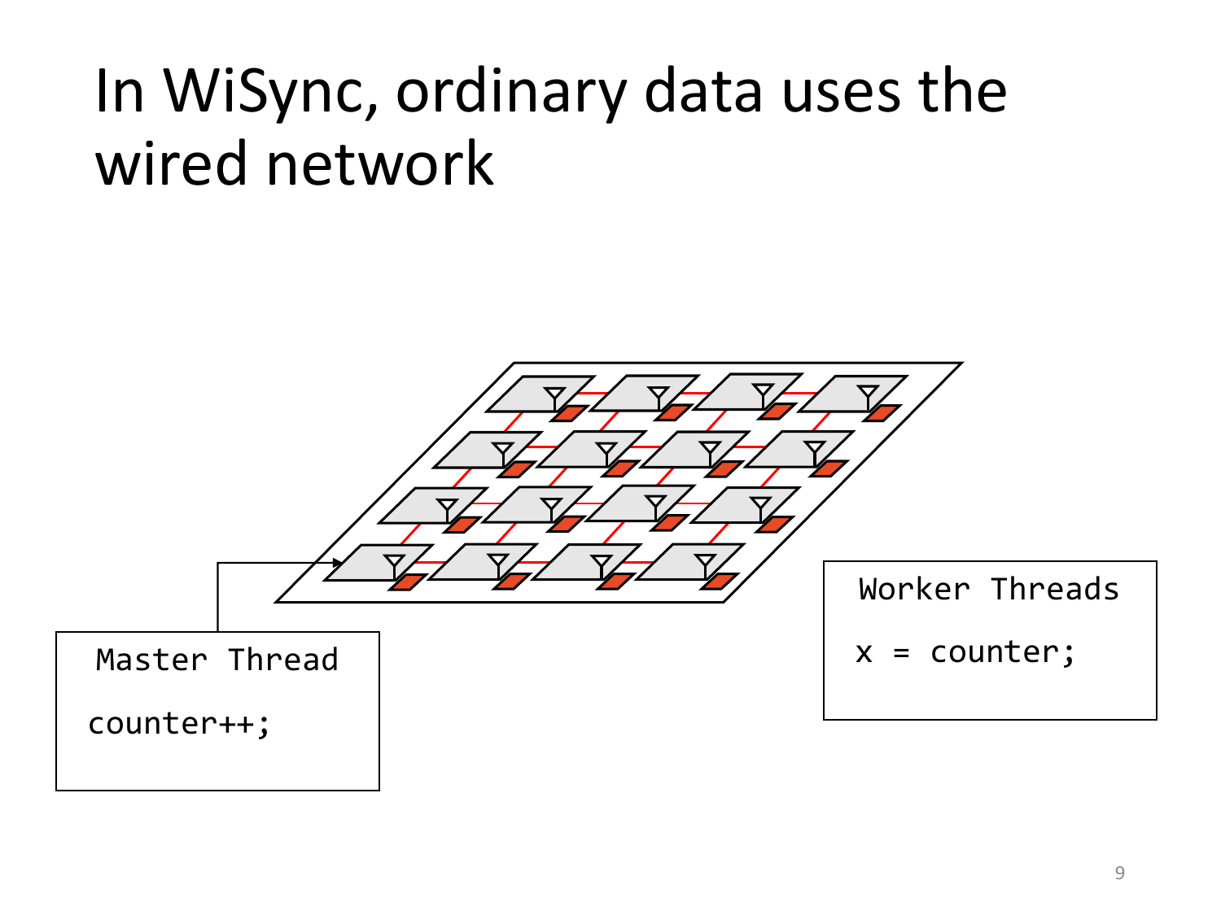# In WiSync, ordinary data uses the wired network

Master Thread

```
counter++;
```

Worker Threads

```
x = counter;
```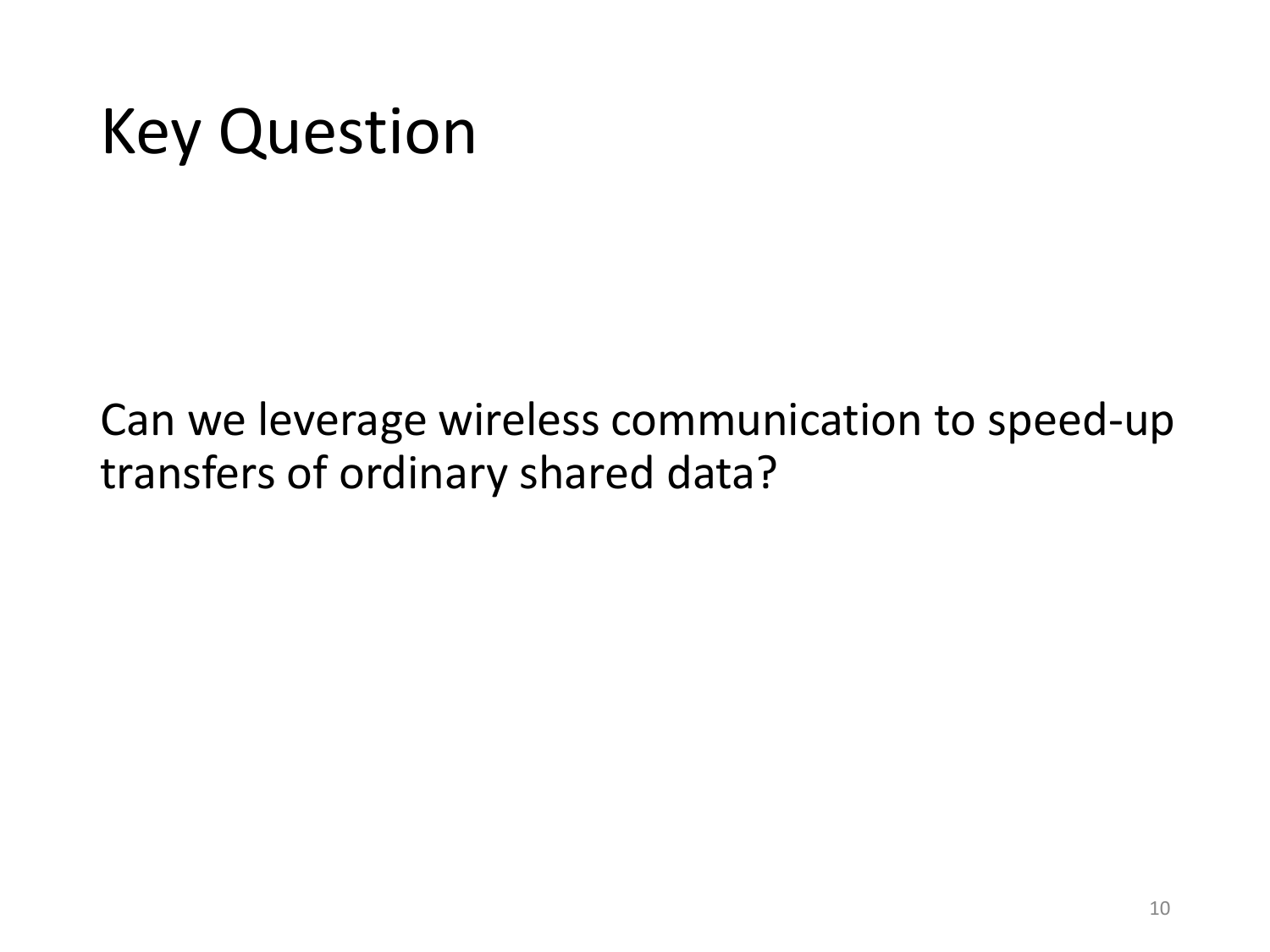# Key Question

Can we leverage wireless communication to speed-up transfers of ordinary shared data?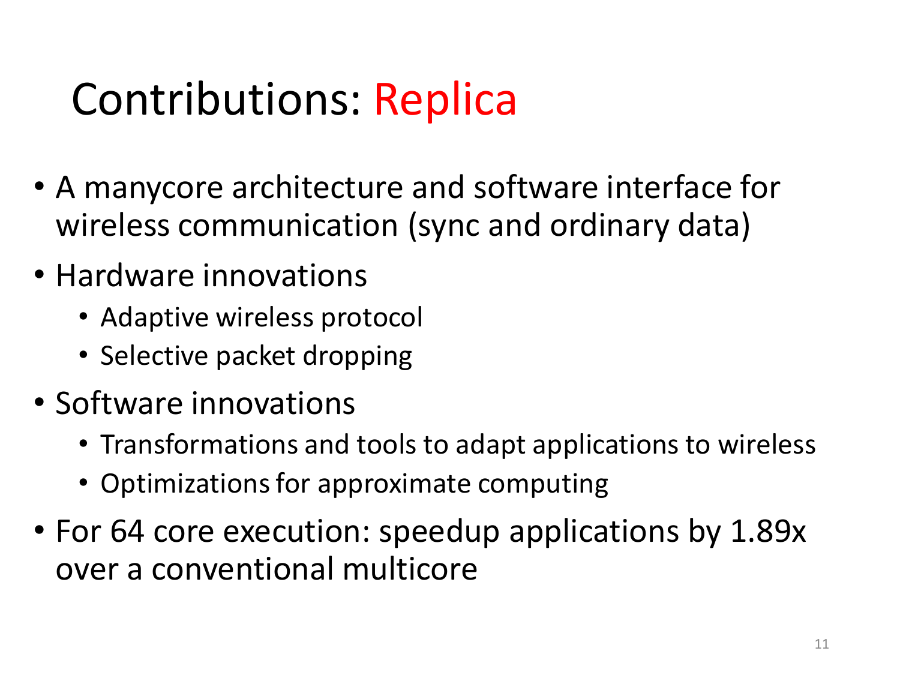# Contributions: Replica

- A manycore architecture and software interface for wireless communication (sync and ordinary data)
- Hardware innovations
  - Adaptive wireless protocol
  - Selective packet dropping
- Software innovations
  - Transformations and tools to adapt applications to wireless
  - Optimizations for approximate computing
- For 64 core execution: speedup applications by 1.89x over a conventional multicore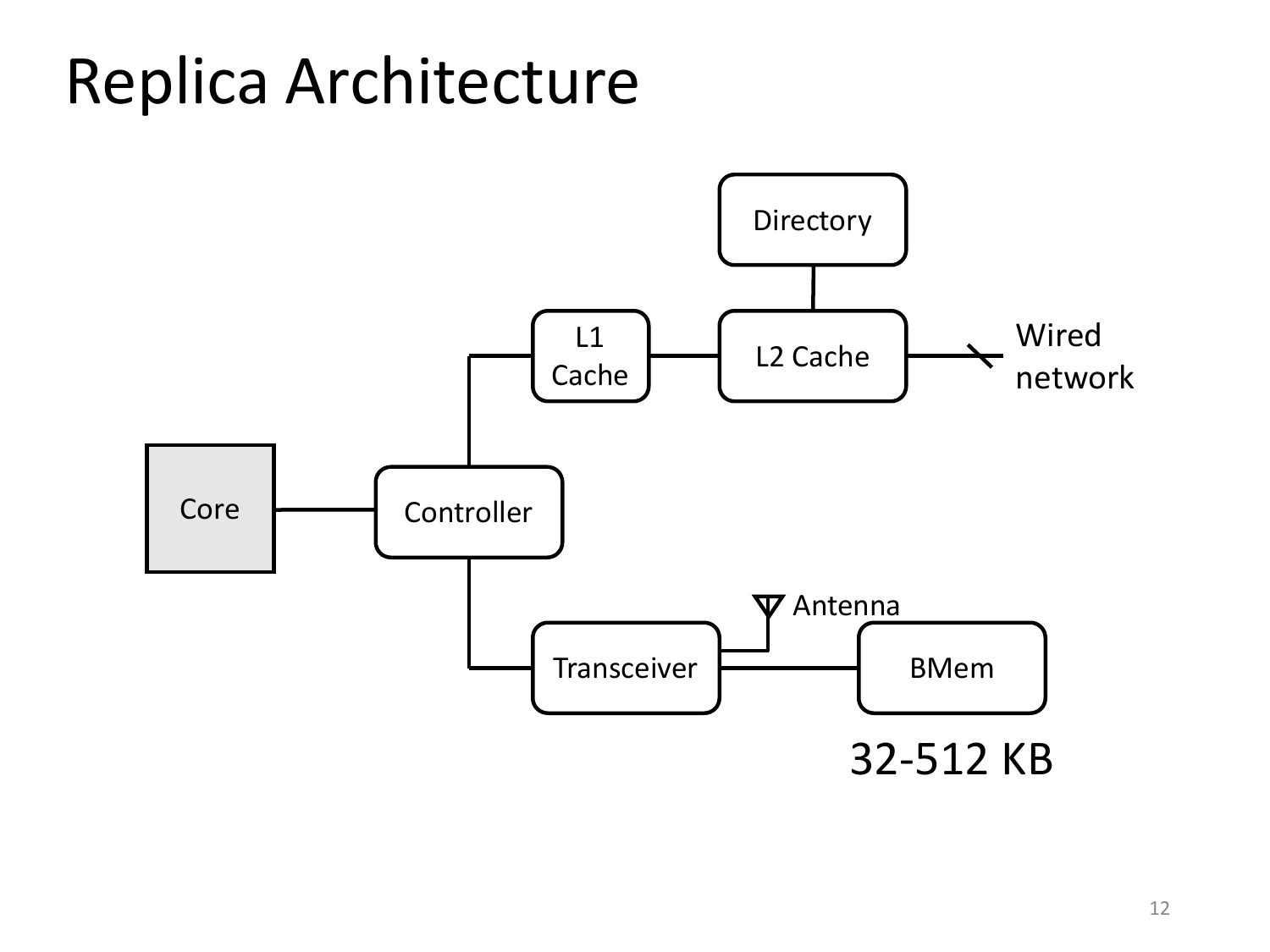# Replica Architecture

Directory

L1 Cache

L2 Cache

Wired network

Core

Controller

Antenna

Transceiver

BMem

32-512 KB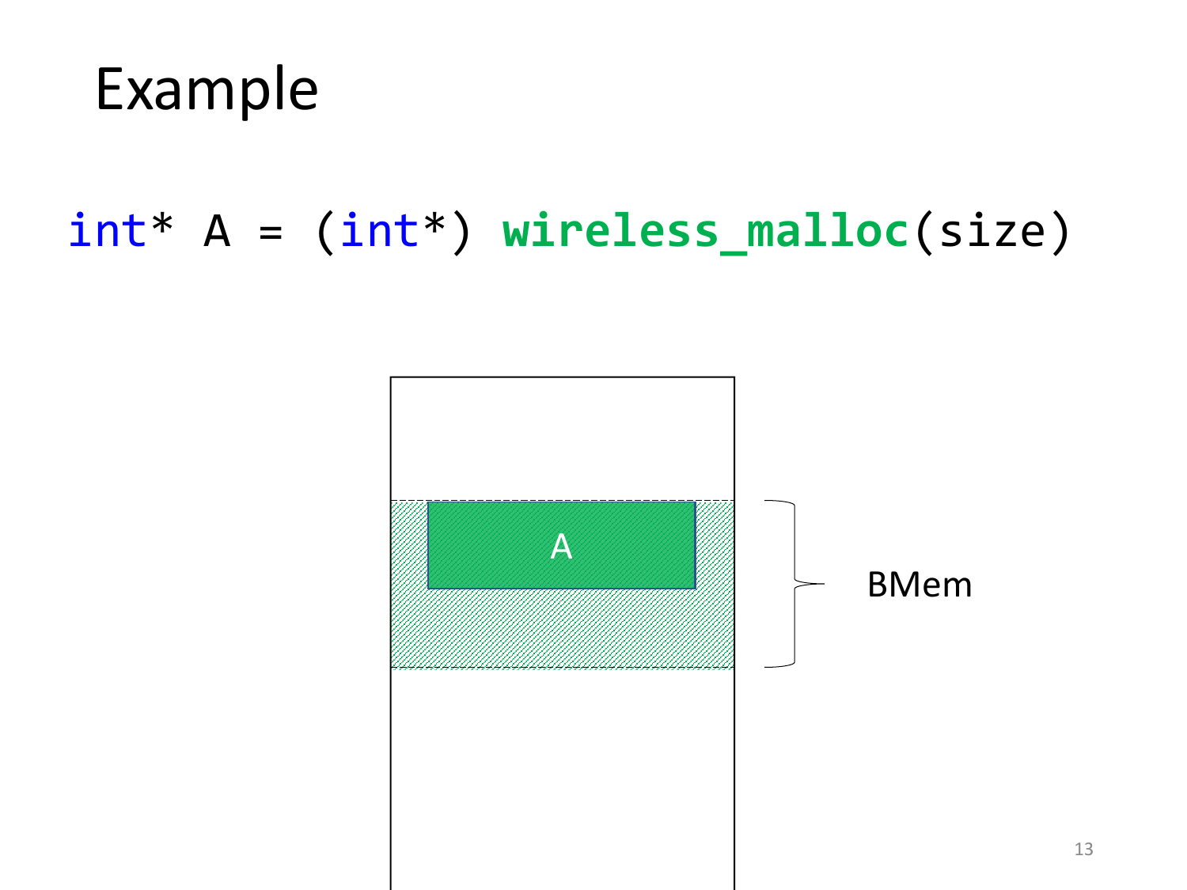# Example

```
int* A = (int*) wireless_malloc(size)
```

A

BMem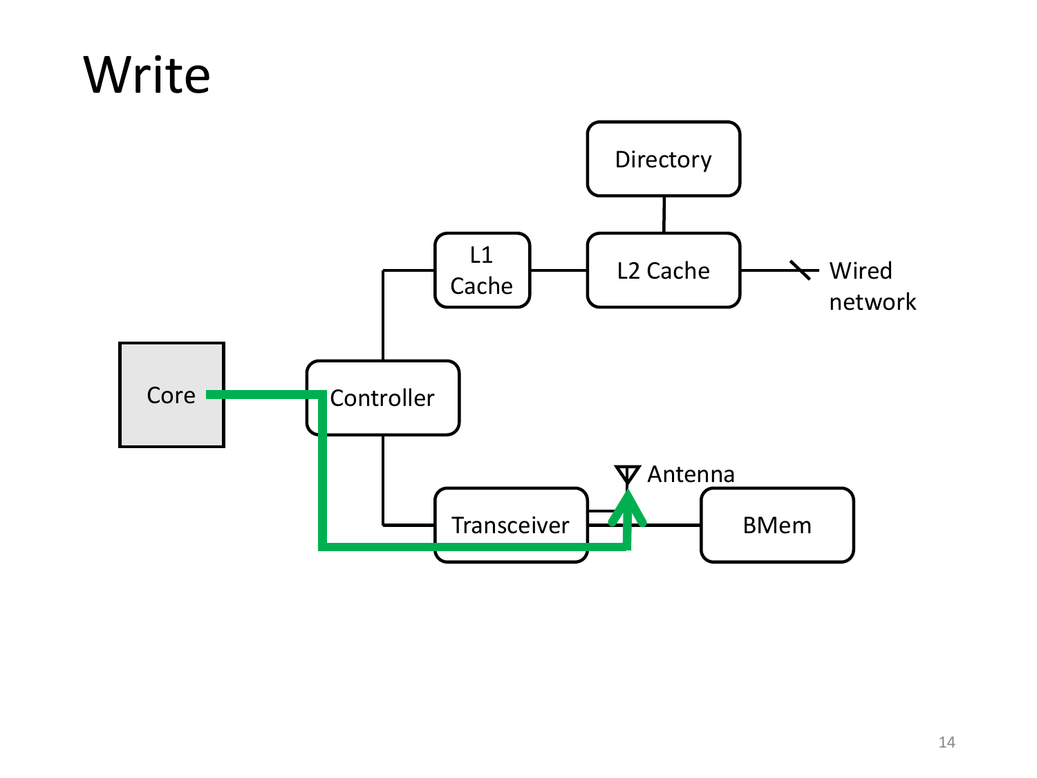# Write

Directory

L1 Cache

L2 Cache

Wired network

Core

Controller

Antenna

Transceiver

BMem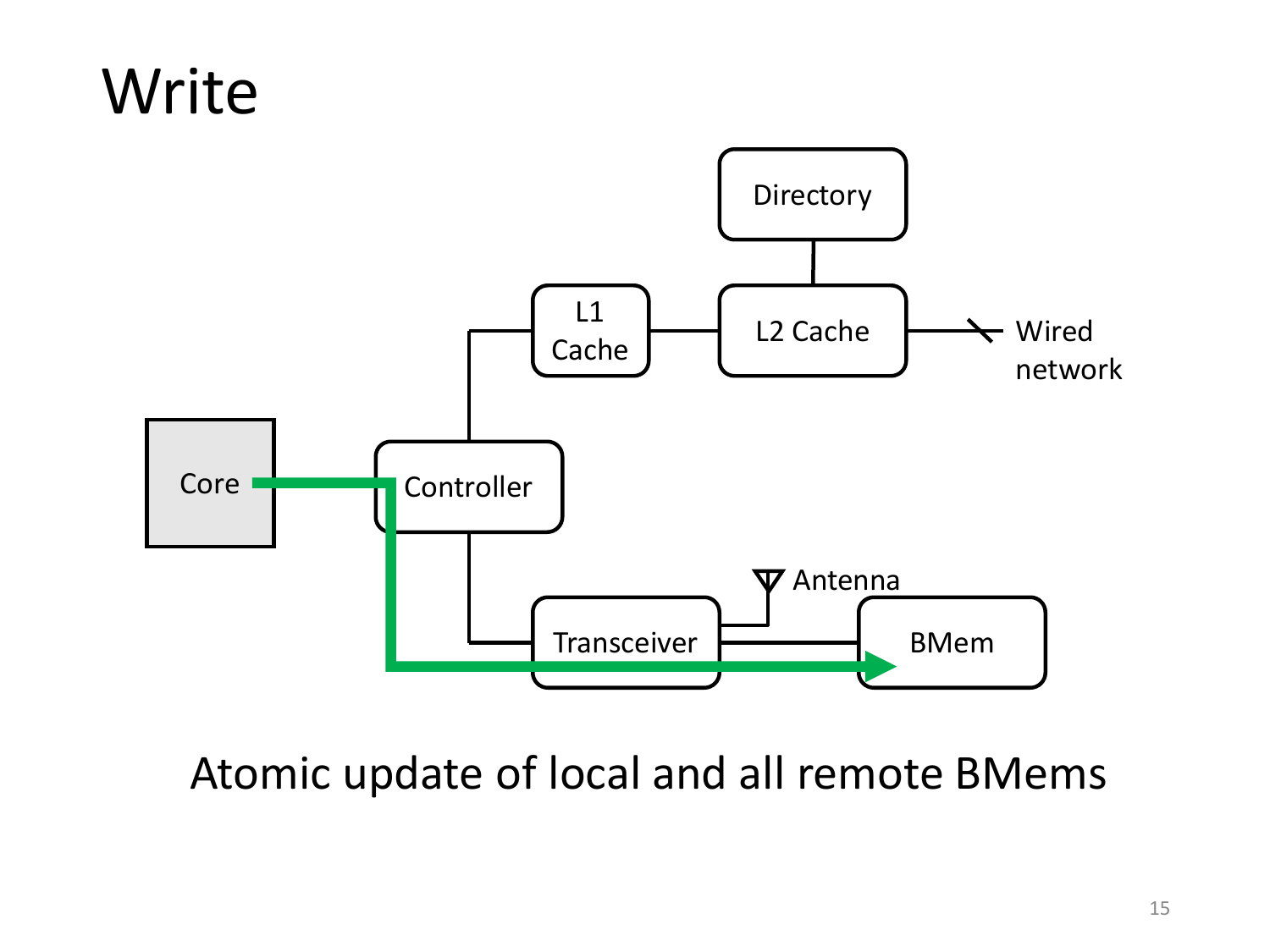# Write

Core → Controller → Transceiver → BMem

Controller — L1 Cache — L2 Cache — Wired network

Directory — L2 Cache

Transceiver — Antenna

Atomic update of local and all remote BMems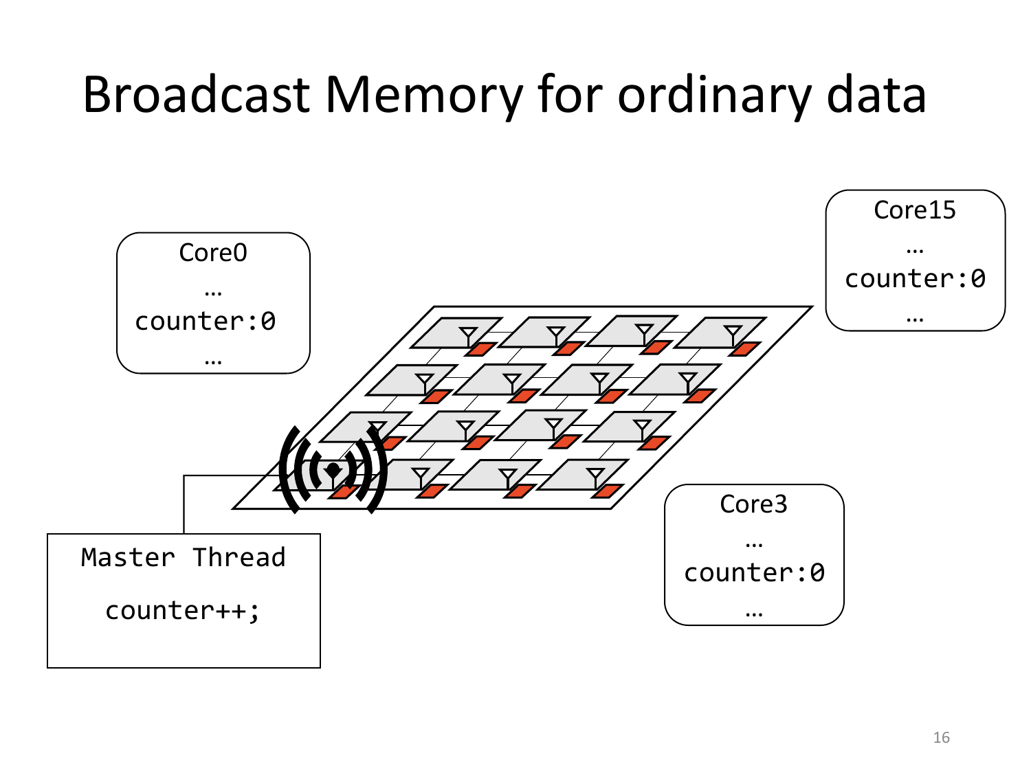# Broadcast Memory for ordinary data

Core0

…

counter:0

…

Core15

…

counter:0

…

Core3

…

counter:0

…

Master Thread

```
counter++;
```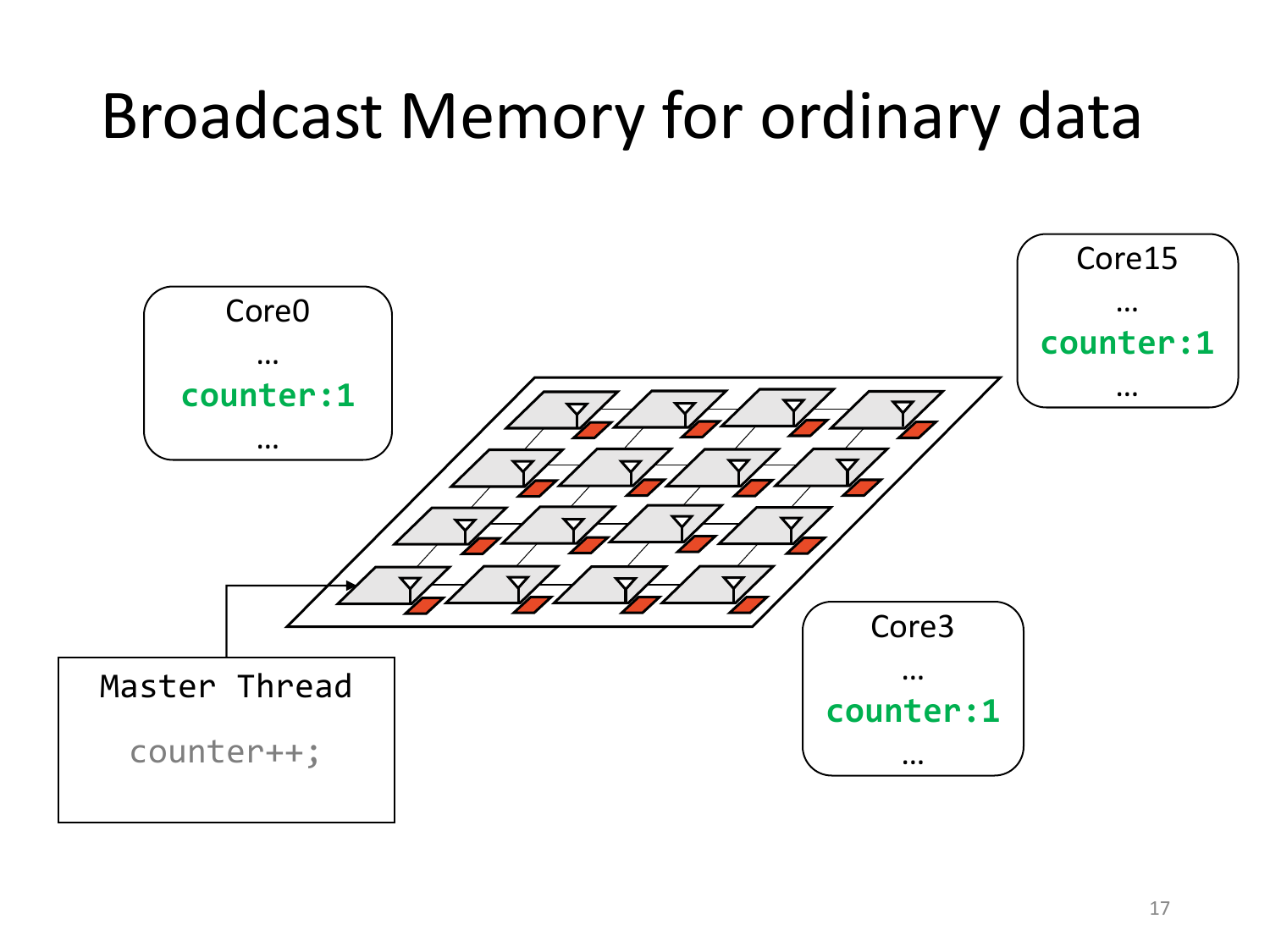# Broadcast Memory for ordinary data

Core0

…

counter:1

…

Core15

…

counter:1

…

Core3

…

counter:1

…

Master Thread

```
counter++;
```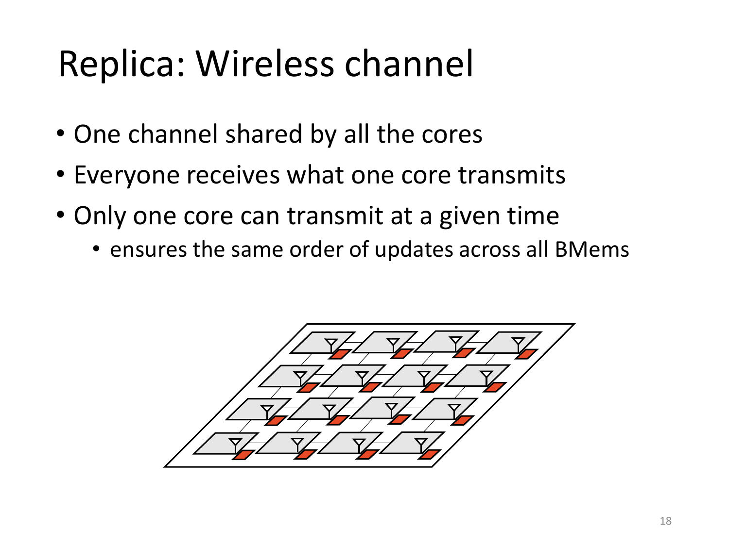# Replica: Wireless channel

- One channel shared by all the cores
- Everyone receives what one core transmits
- Only one core can transmit at a given time
  - ensures the same order of updates across all BMems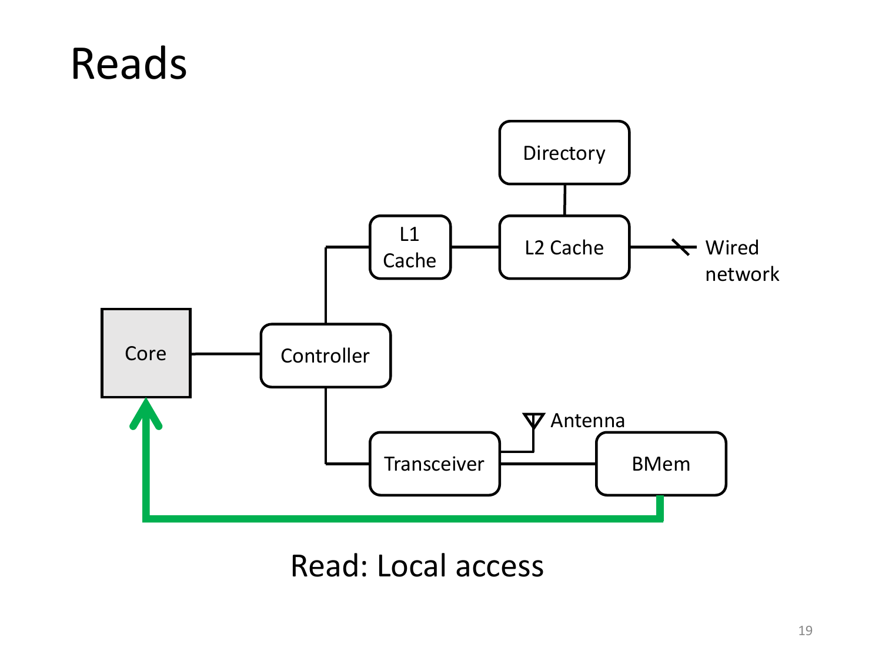# Reads

Directory

L1 Cache

L2 Cache

Wired network

Core

Controller

Antenna

Transceiver

BMem

Read: Local access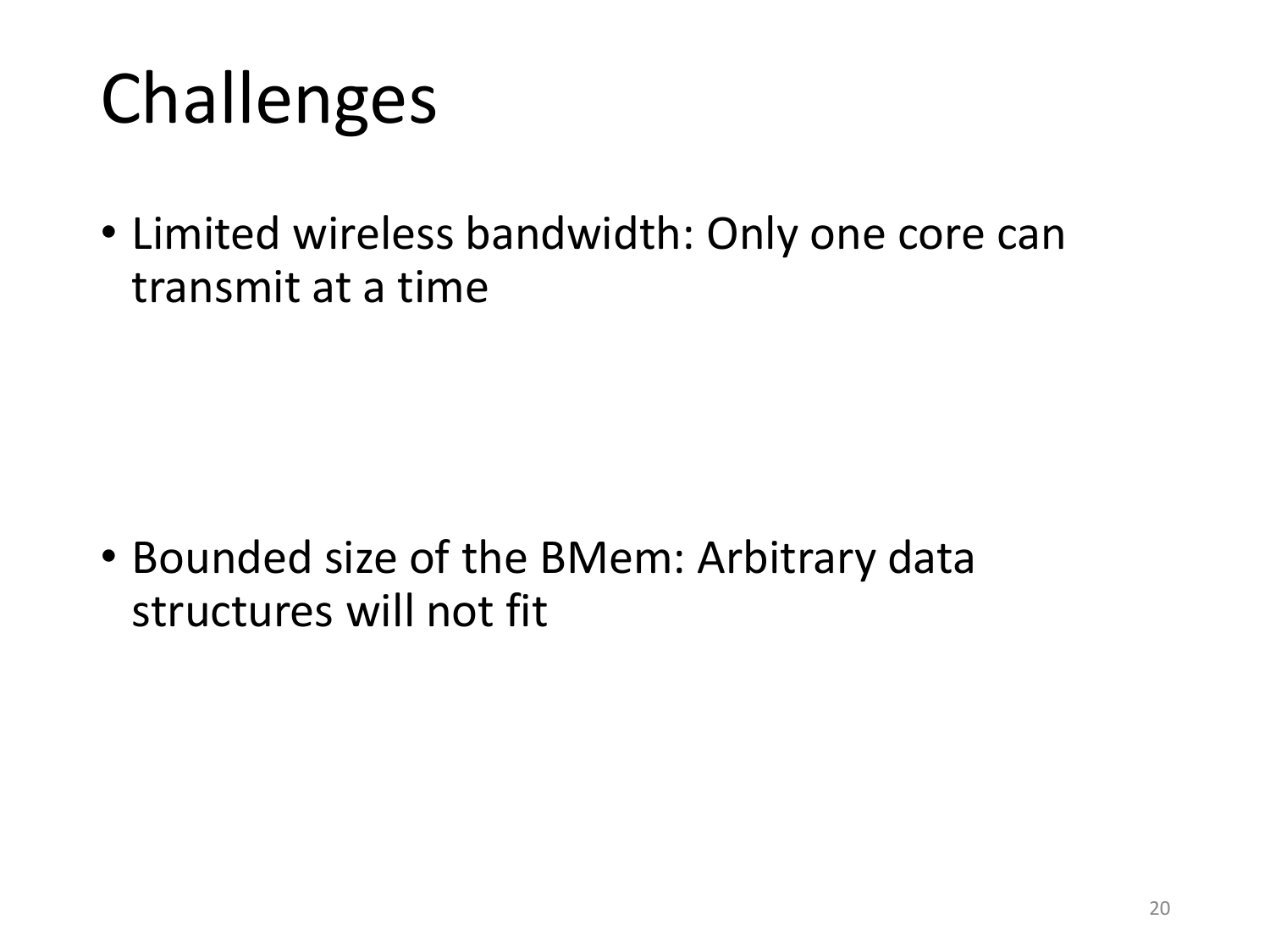# Challenges

- Limited wireless bandwidth: Only one core can transmit at a time

- Bounded size of the BMem: Arbitrary data structures will not fit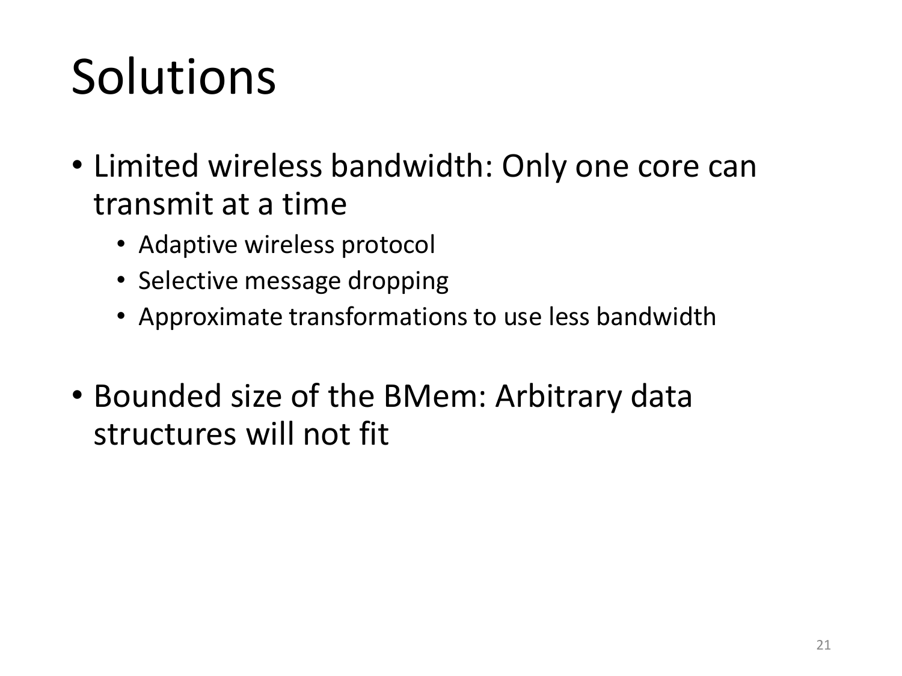# Solutions

- Limited wireless bandwidth: Only one core can transmit at a time
  - Adaptive wireless protocol
  - Selective message dropping
  - Approximate transformations to use less bandwidth

- Bounded size of the BMem: Arbitrary data structures will not fit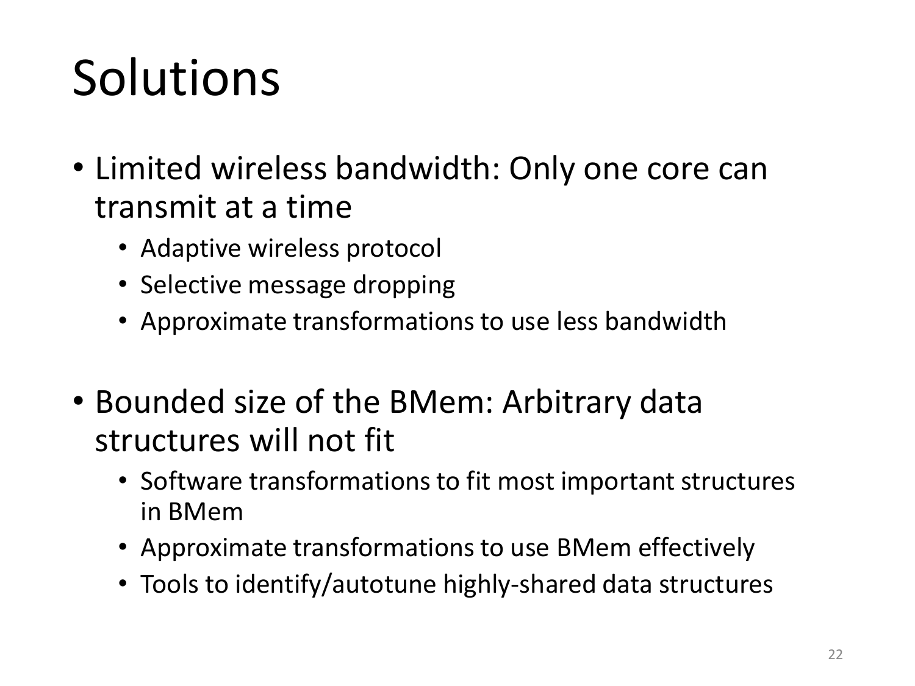# Solutions

- Limited wireless bandwidth: Only one core can transmit at a time
  - Adaptive wireless protocol
  - Selective message dropping
  - Approximate transformations to use less bandwidth

- Bounded size of the BMem: Arbitrary data structures will not fit
  - Software transformations to fit most important structures in BMem
  - Approximate transformations to use BMem effectively
  - Tools to identify/autotune highly-shared data structures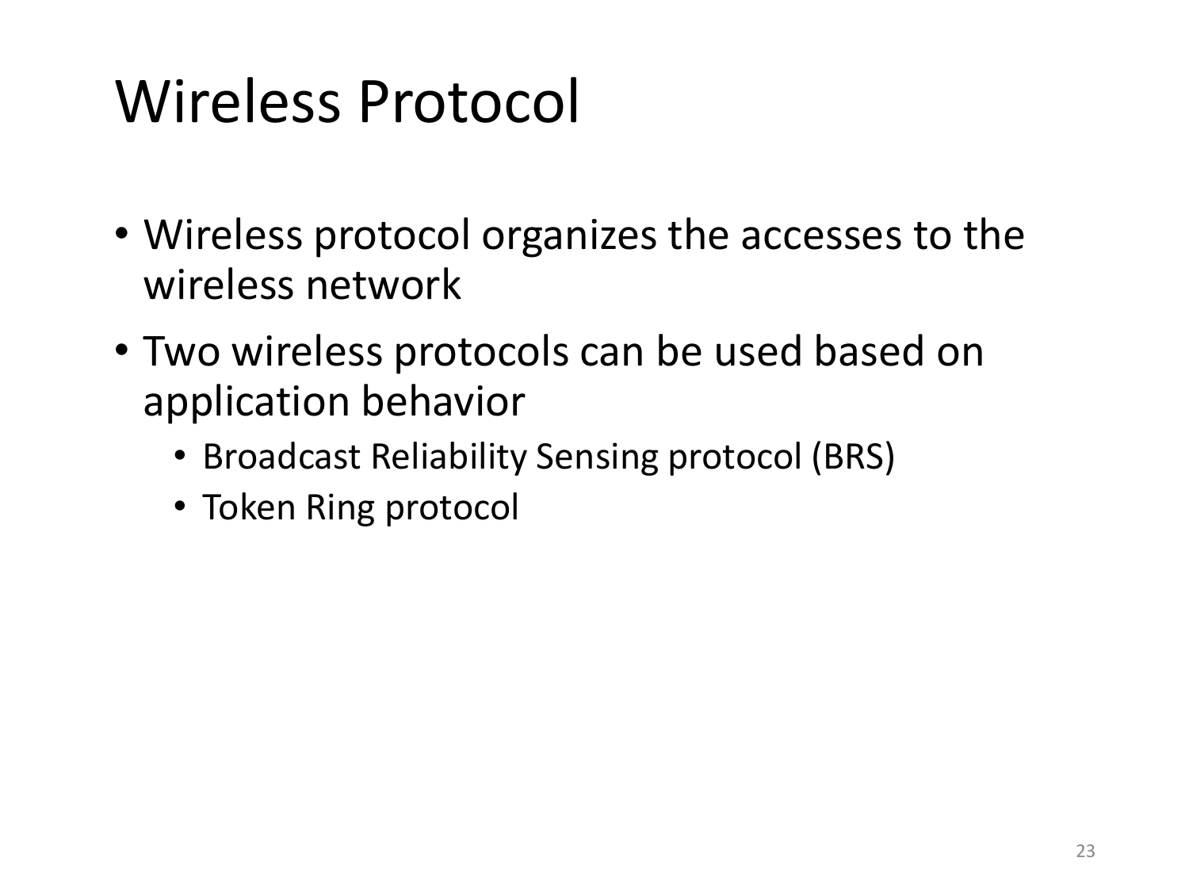# Wireless Protocol

- Wireless protocol organizes the accesses to the wireless network
- Two wireless protocols can be used based on application behavior
  - Broadcast Reliability Sensing protocol (BRS)
  - Token Ring protocol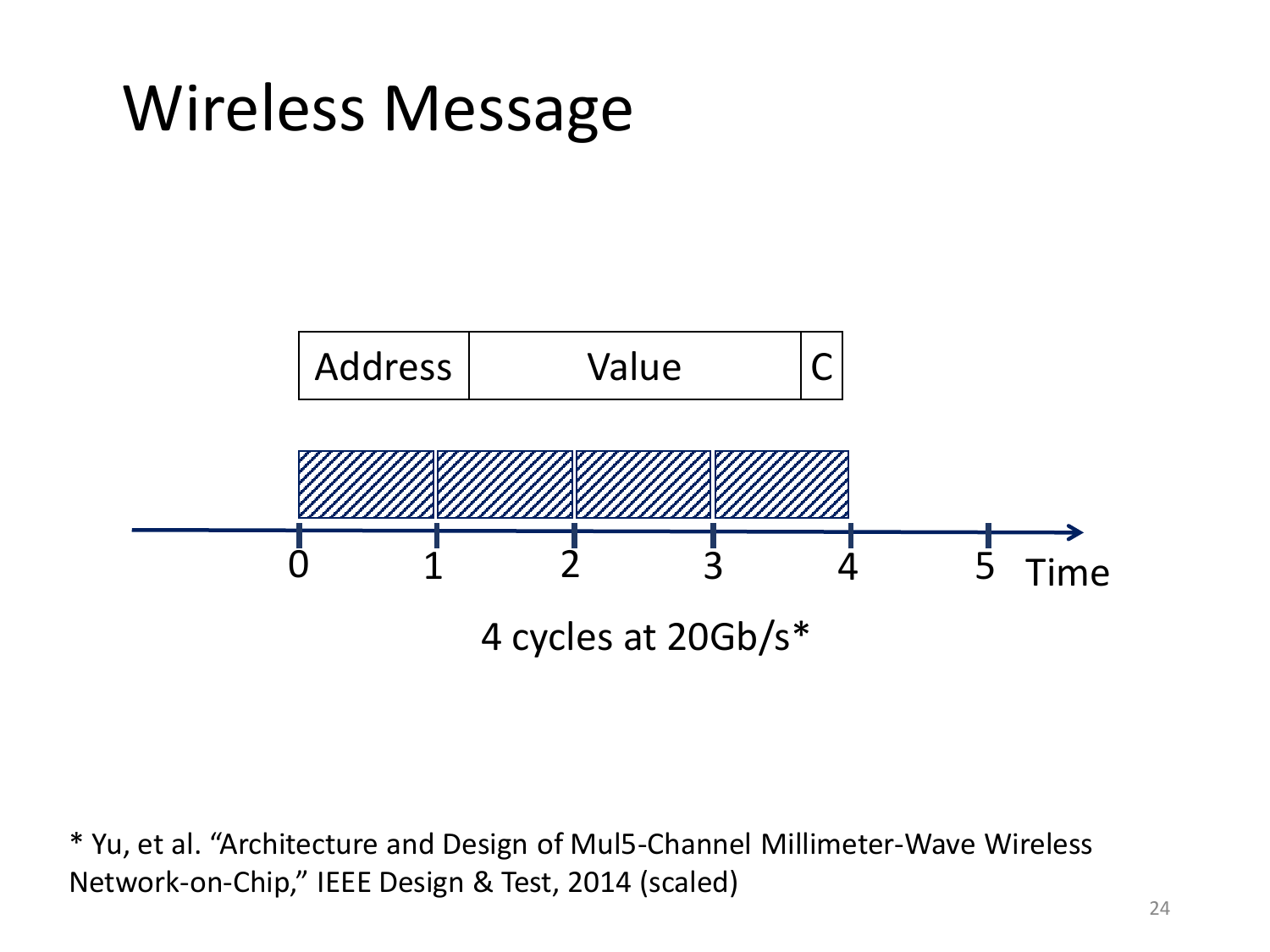# Wireless Message

| Address | Value | C |
|---|---|---|

0 1 2 3 4 5 Time

4 cycles at 20Gb/s*

* Yu, et al. "Architecture and Design of Mul5-Channel Millimeter-Wave Wireless Network-on-Chip," IEEE Design & Test, 2014 (scaled)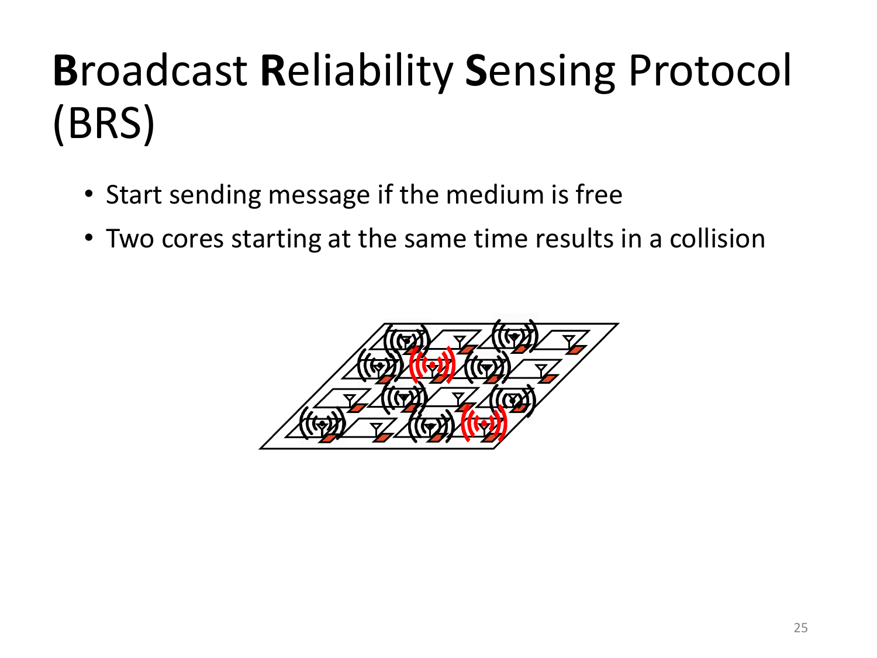# **B**roadcast **R**eliability **S**ensing Protocol (BRS)

- Start sending message if the medium is free
- Two cores starting at the same time results in a collision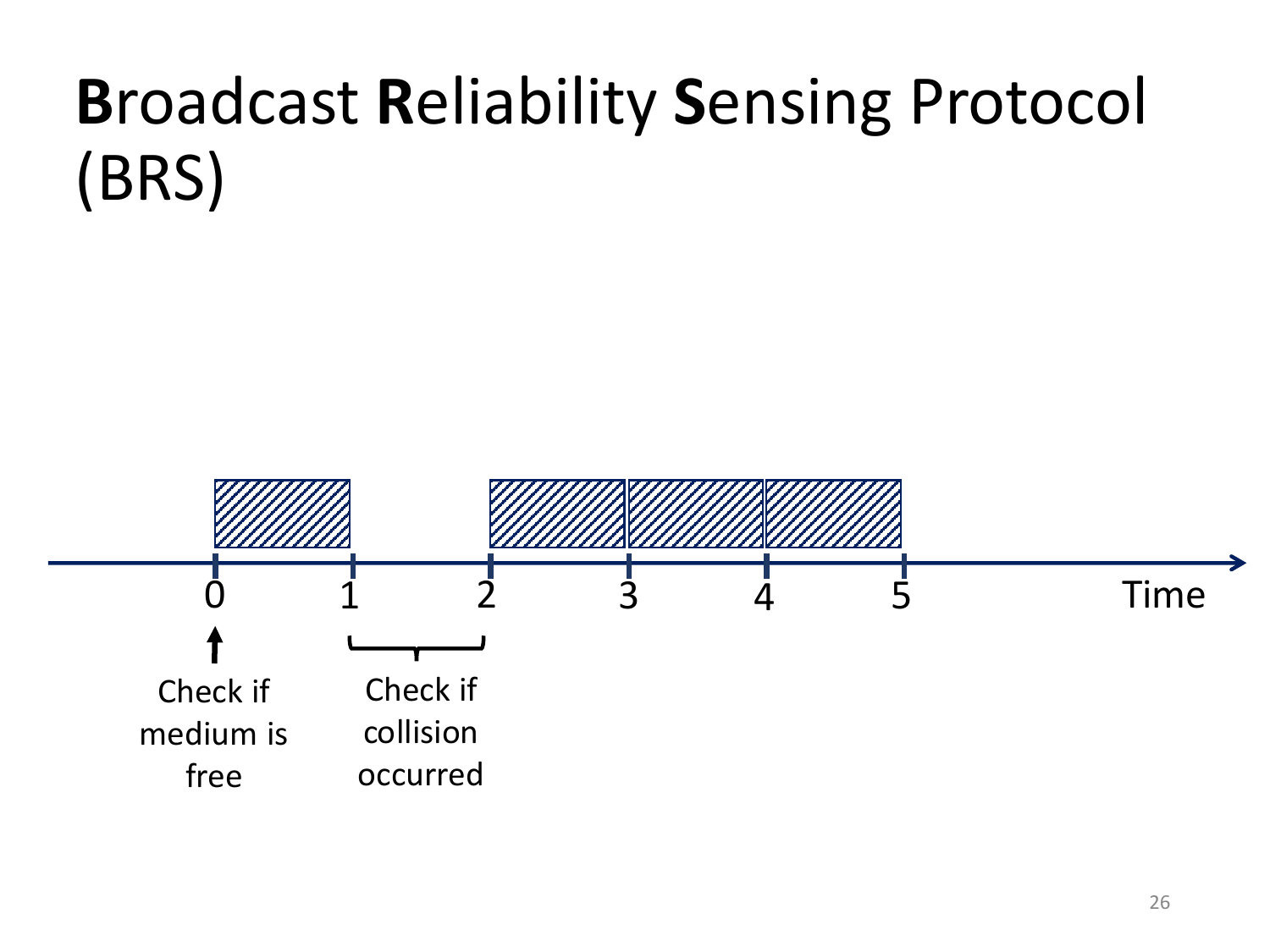# **B**roadcast **R**eliability **S**ensing Protocol (BRS)

0 1 2 3 4 5 Time

Check if medium is free

Check if collision occurred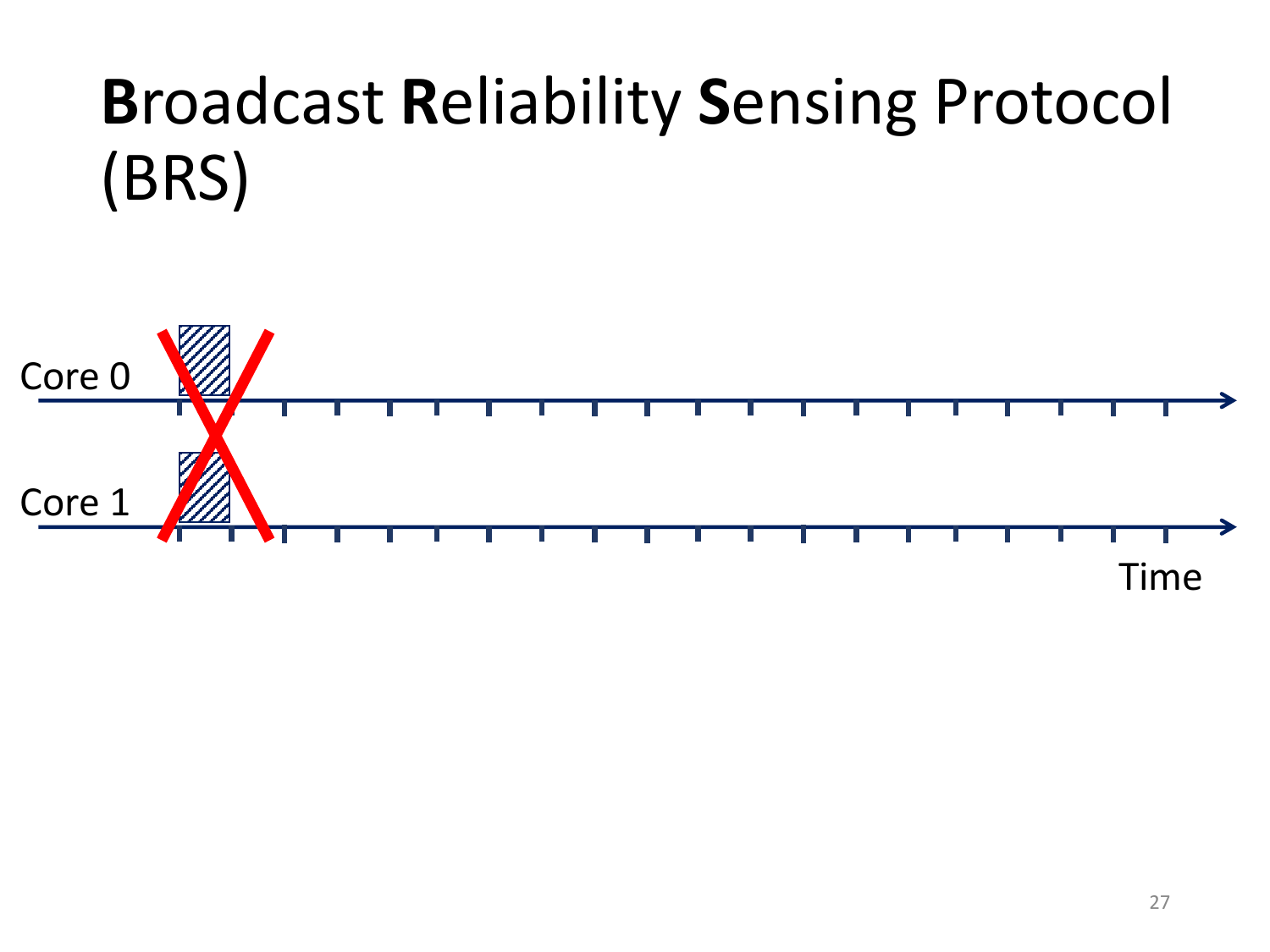# **B**roadcast **R**eliability **S**ensing Protocol (BRS)

Core 0

Core 1

Time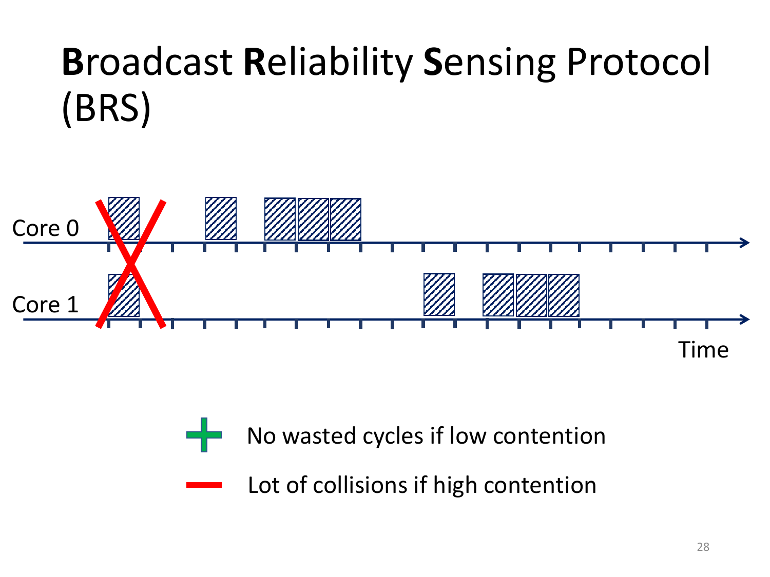# Broadcast Reliability Sensing Protocol (BRS)

Core 0

Core 1

Time

- No wasted cycles if low contention
- Lot of collisions if high contention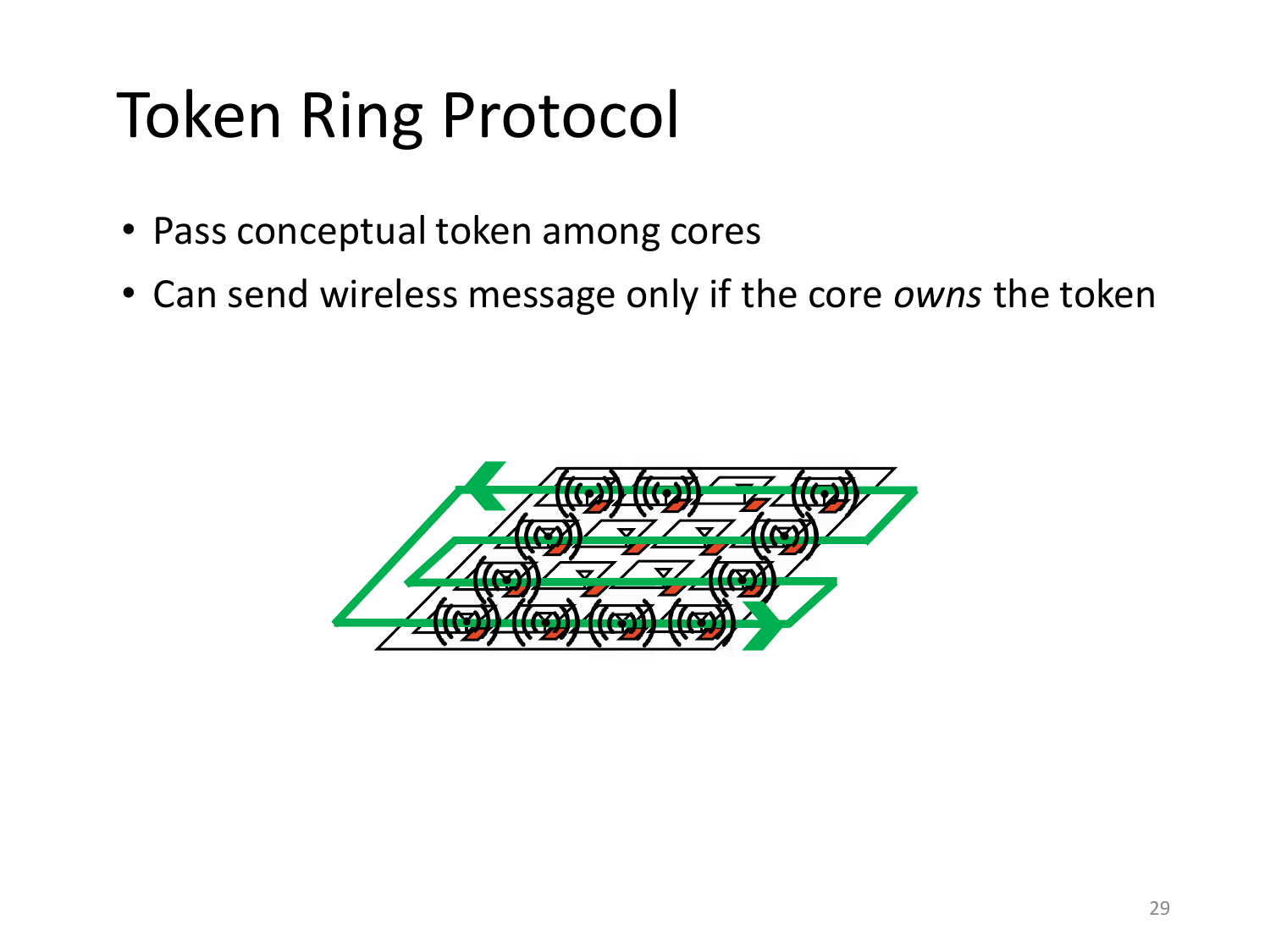# Token Ring Protocol

- Pass conceptual token among cores
- Can send wireless message only if the core *owns* the token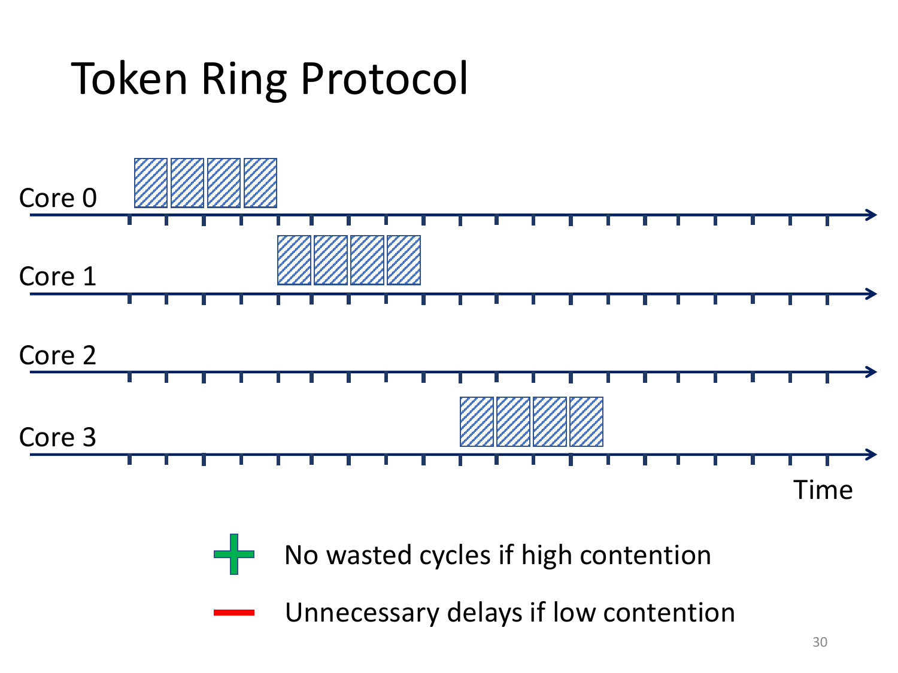# Token Ring Protocol

Core 0

Core 1

Core 2

Core 3

Time

- No wasted cycles if high contention
- Unnecessary delays if low contention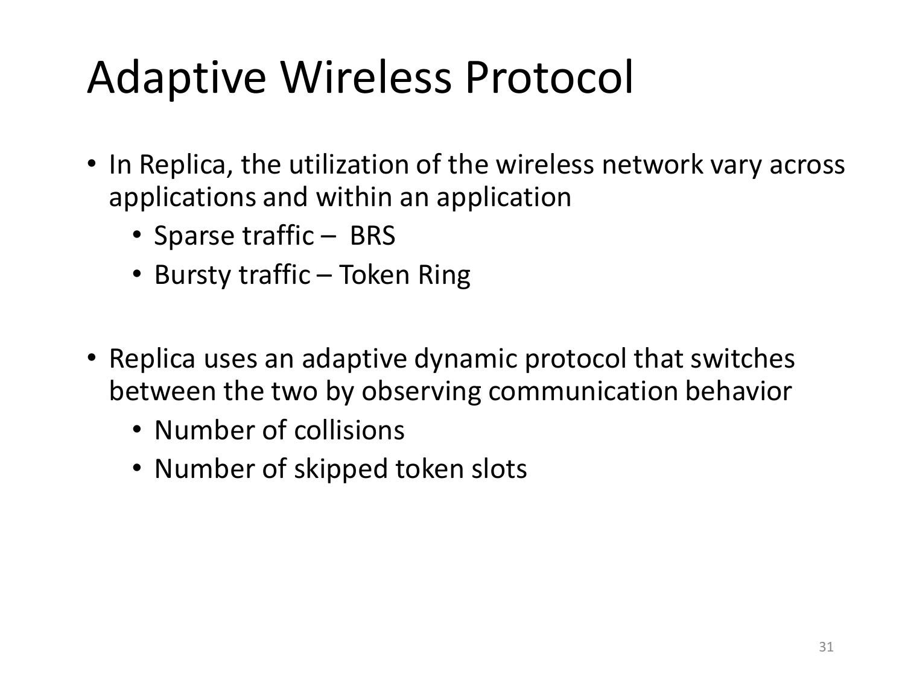# Adaptive Wireless Protocol

- In Replica, the utilization of the wireless network vary across applications and within an application
  - Sparse traffic – BRS
  - Bursty traffic – Token Ring

- Replica uses an adaptive dynamic protocol that switches between the two by observing communication behavior
  - Number of collisions
  - Number of skipped token slots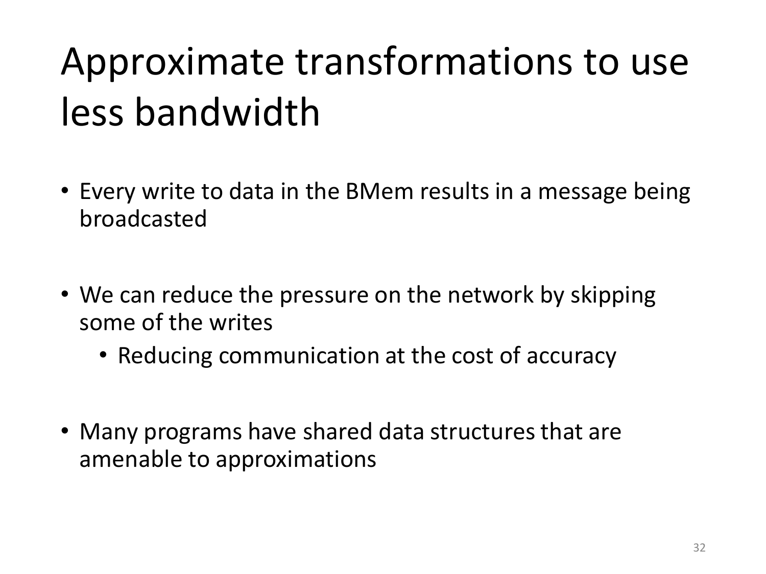# Approximate transformations to use less bandwidth

- Every write to data in the BMem results in a message being broadcasted
- We can reduce the pressure on the network by skipping some of the writes
  - Reducing communication at the cost of accuracy
- Many programs have shared data structures that are amenable to approximations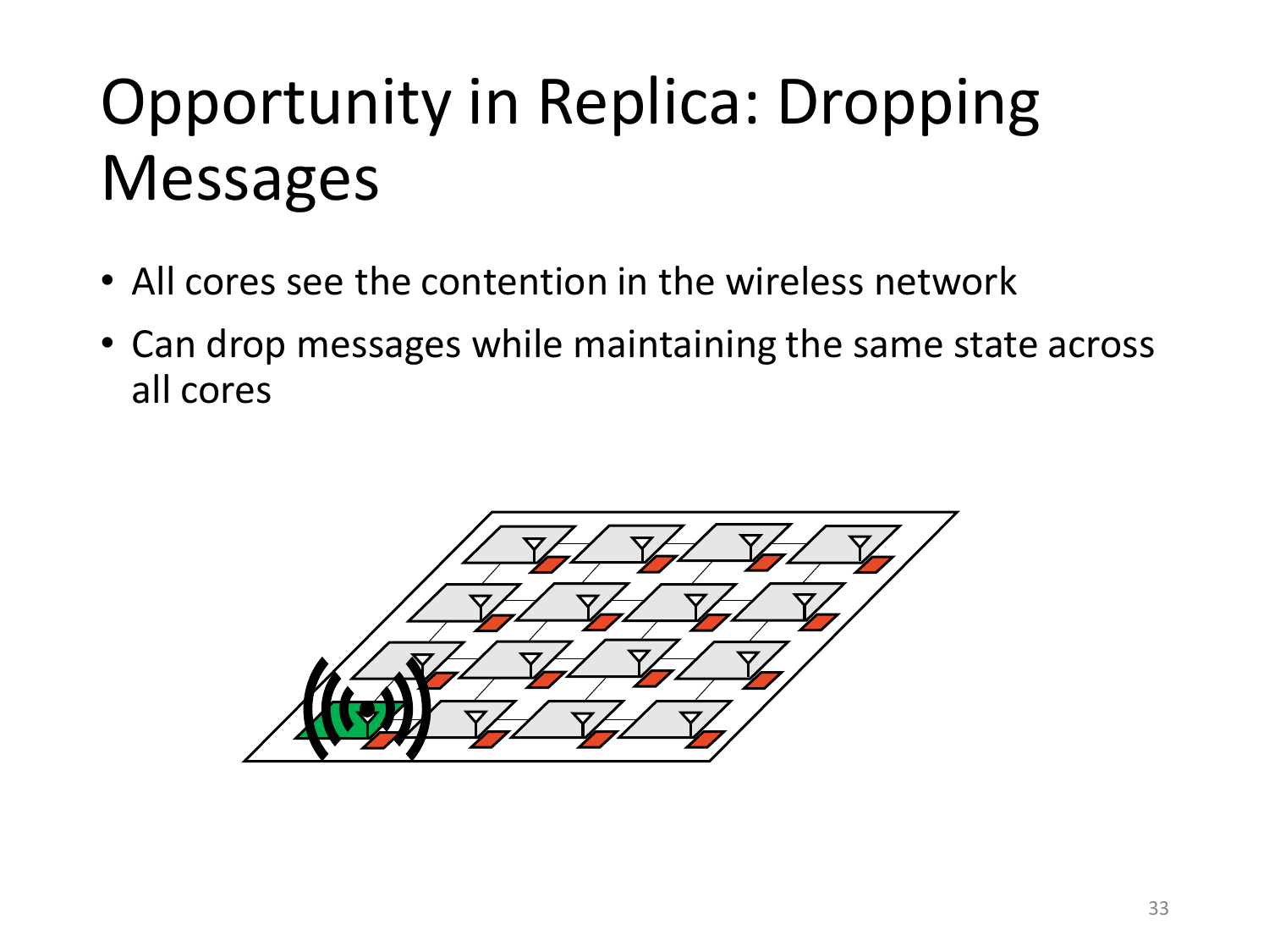# Opportunity in Replica: Dropping Messages

- All cores see the contention in the wireless network
- Can drop messages while maintaining the same state across all cores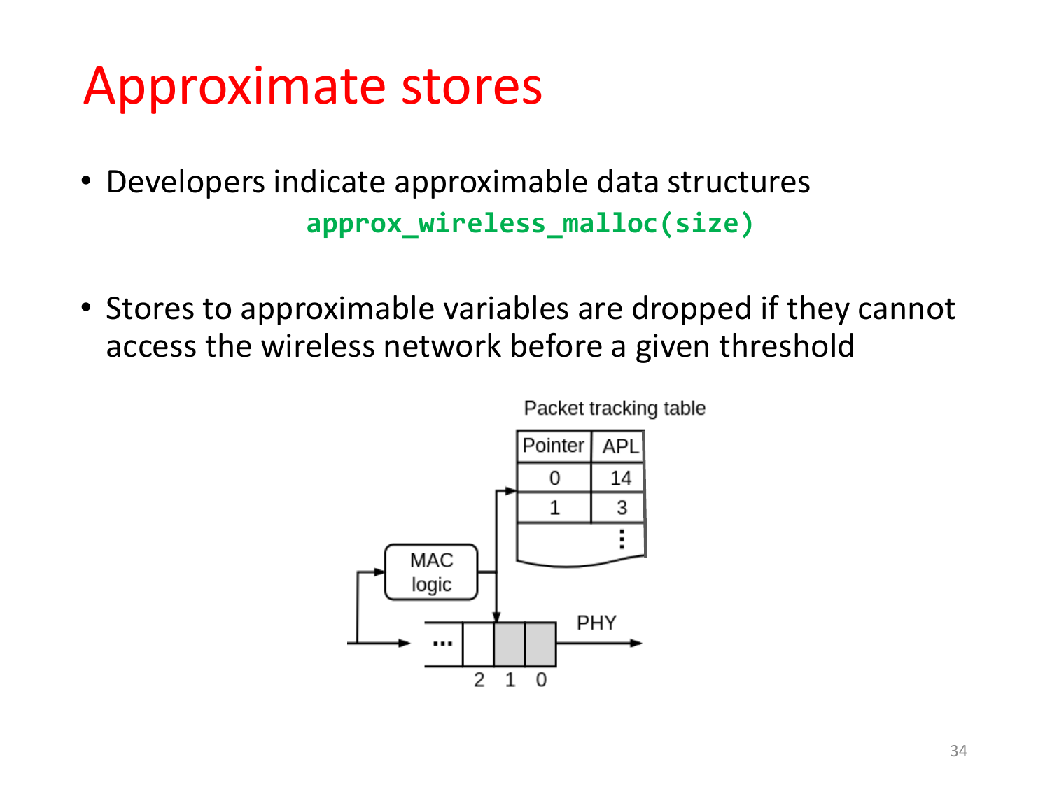# Approximate stores

- Developers indicate approximable data structures

```
approx_wireless_malloc(size)
```

- Stores to approximable variables are dropped if they cannot access the wireless network before a given threshold

Packet tracking table

| Pointer | APL |
|---|---|
| 0 | 14 |
| 1 | 3 |
| | ⋮ |

MAC logic

PHY

... 2 1 0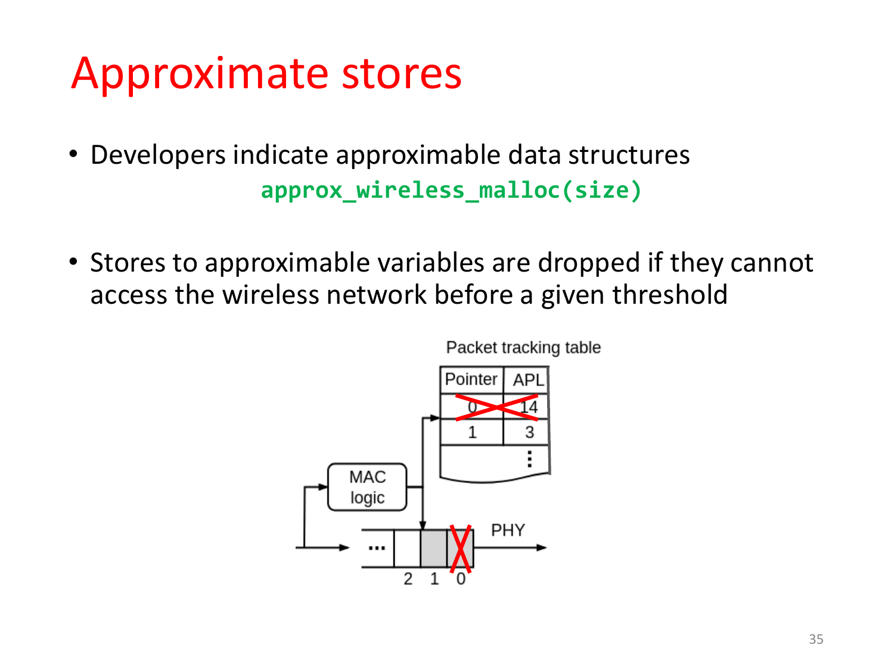# Approximate stores

- Developers indicate approximable data structures

```
approx_wireless_malloc(size)
```

- Stores to approximable variables are dropped if they cannot access the wireless network before a given threshold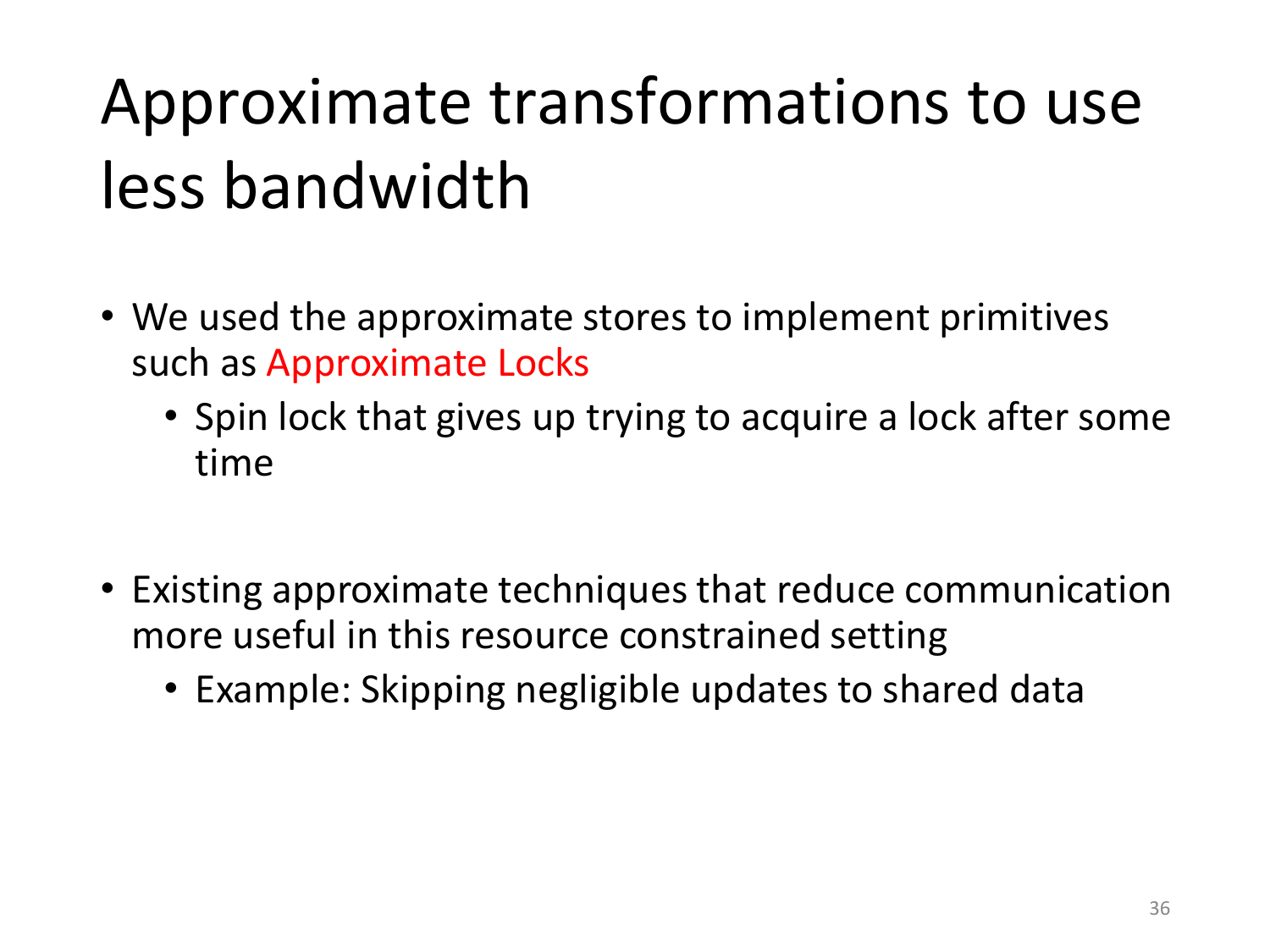# Approximate transformations to use less bandwidth

- We used the approximate stores to implement primitives such as Approximate Locks
  - Spin lock that gives up trying to acquire a lock after some time
- Existing approximate techniques that reduce communication more useful in this resource constrained setting
  - Example: Skipping negligible updates to shared data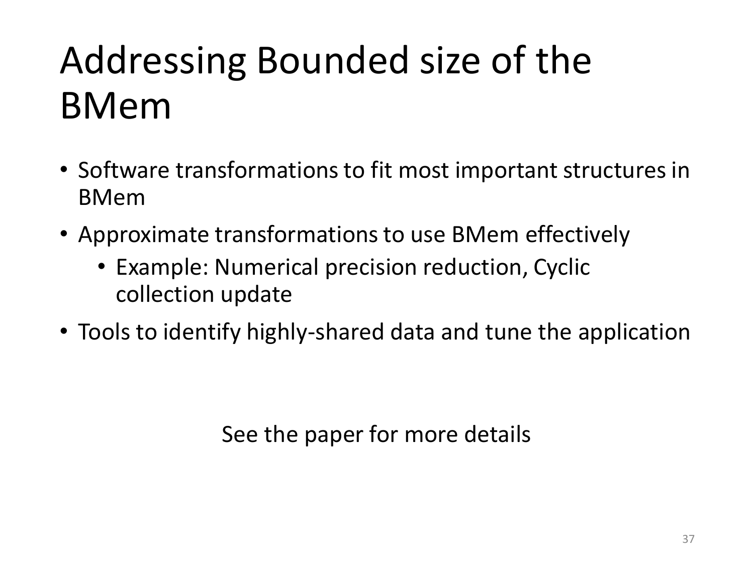# Addressing Bounded size of the BMem

- Software transformations to fit most important structures in BMem
- Approximate transformations to use BMem effectively
  - Example: Numerical precision reduction, Cyclic collection update
- Tools to identify highly-shared data and tune the application

See the paper for more details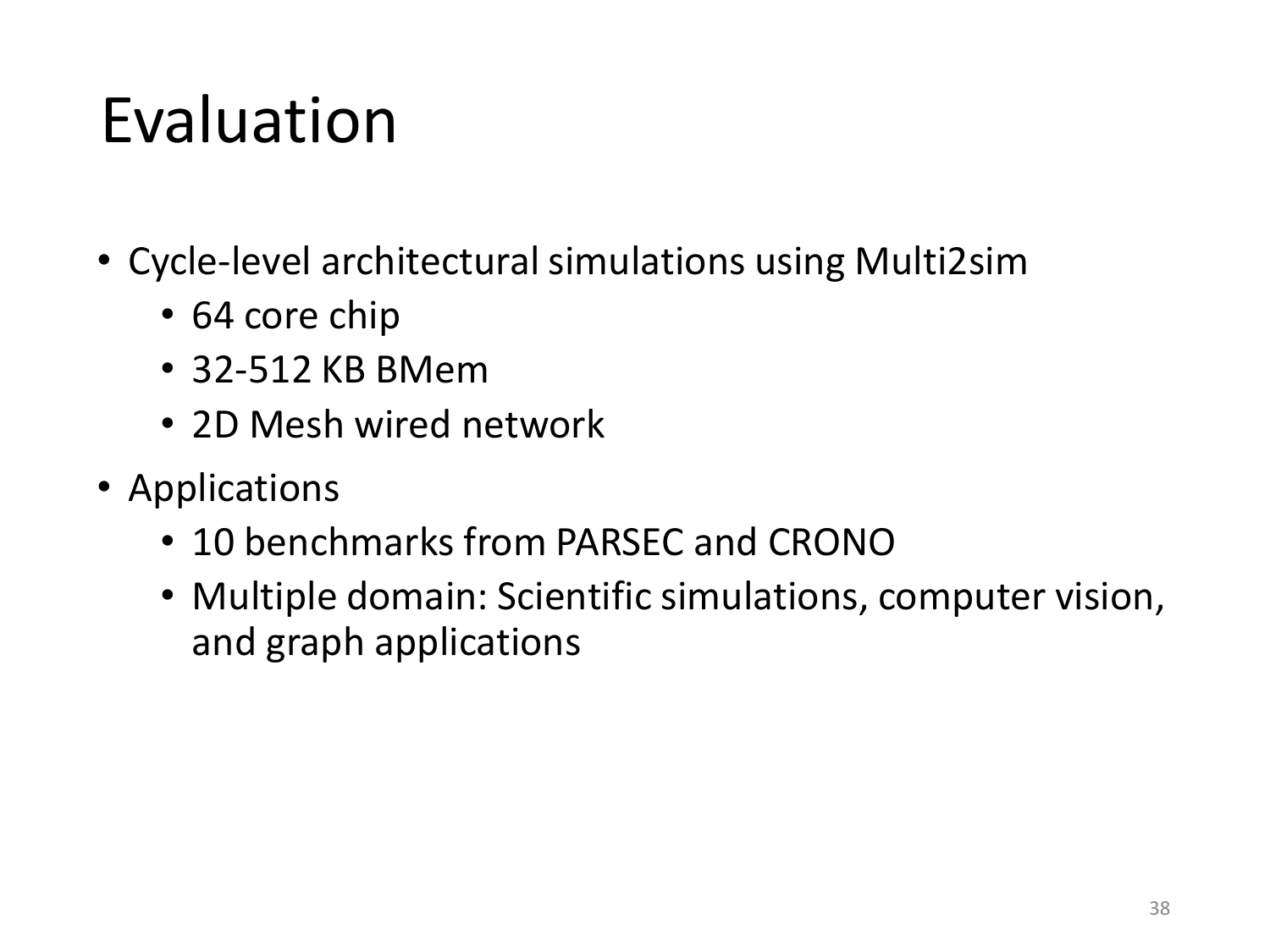# Evaluation

- Cycle-level architectural simulations using Multi2sim
  - 64 core chip
  - 32-512 KB BMem
  - 2D Mesh wired network
- Applications
  - 10 benchmarks from PARSEC and CRONO
  - Multiple domain: Scientific simulations, computer vision, and graph applications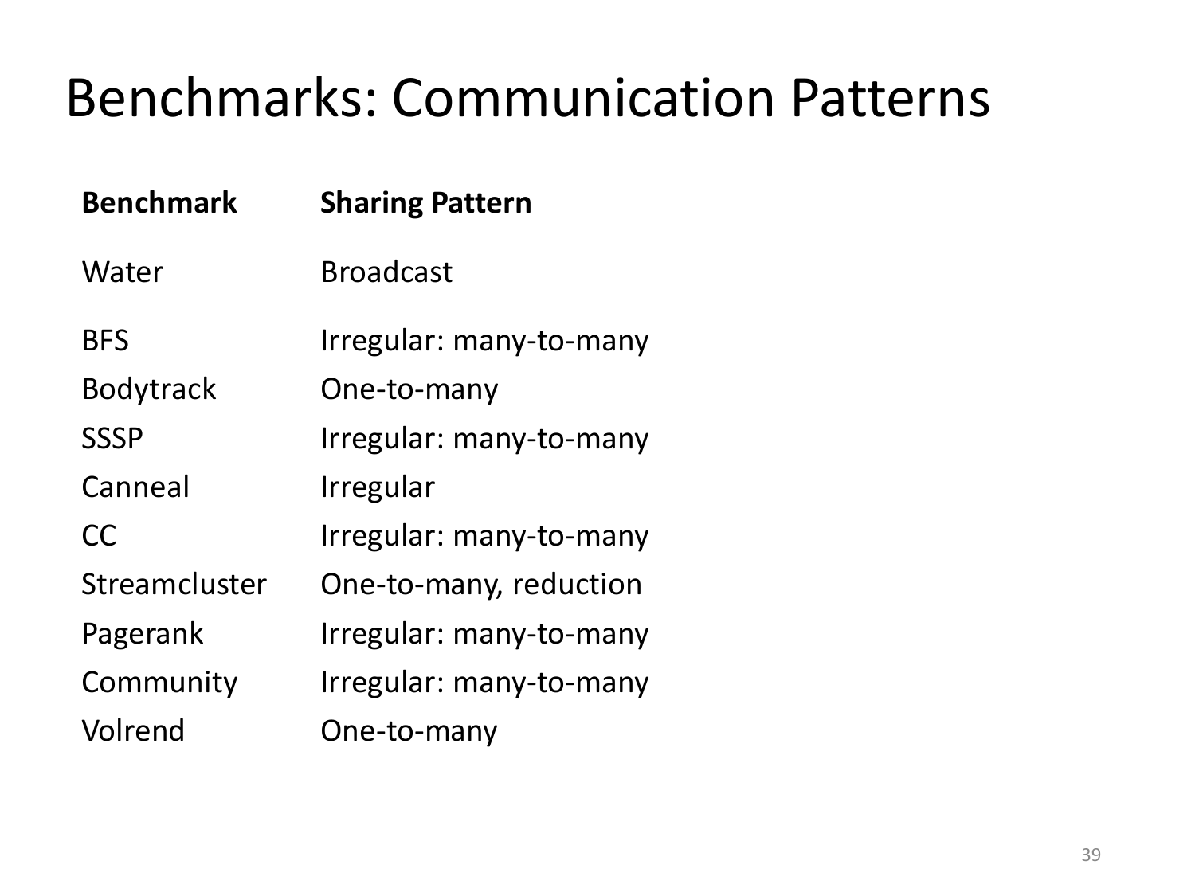# Benchmarks: Communication Patterns

| Benchmark | Sharing Pattern |
|---|---|
| Water | Broadcast |
| BFS | Irregular: many-to-many |
| Bodytrack | One-to-many |
| SSSP | Irregular: many-to-many |
| Canneal | Irregular |
| CC | Irregular: many-to-many |
| Streamcluster | One-to-many, reduction |
| Pagerank | Irregular: many-to-many |
| Community | Irregular: many-to-many |
| Volrend | One-to-many |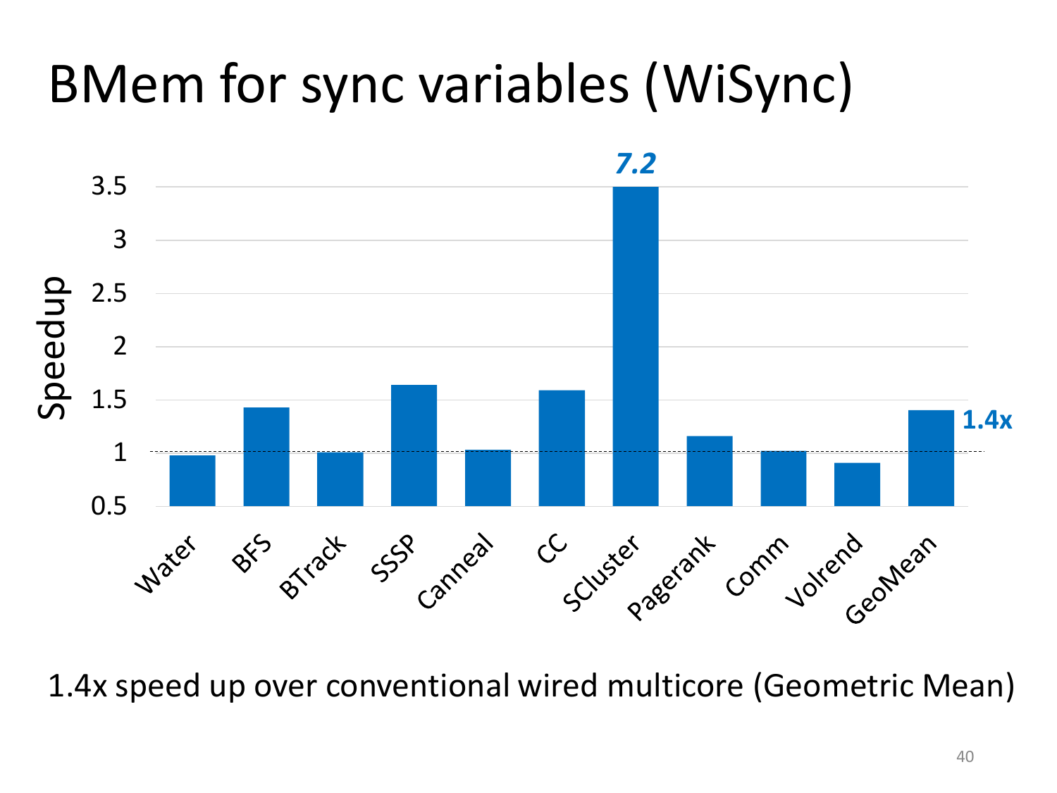# BMem for sync variables (WiSync)

| Benchmark | Speedup |
|---|---|
| Water | ~0.97 |
| BFS | ~1.43 |
| BTrack | ~1.0 |
| SSSP | ~1.64 |
| Canneal | ~1.03 |
| CC | ~1.59 |
| SCluster | *7.2* |
| Pagerank | ~1.16 |
| Comm | ~1.02 |
| Volrend | ~0.91 |
| GeoMean | 1.4x |

1.4x speed up over conventional wired multicore (Geometric Mean)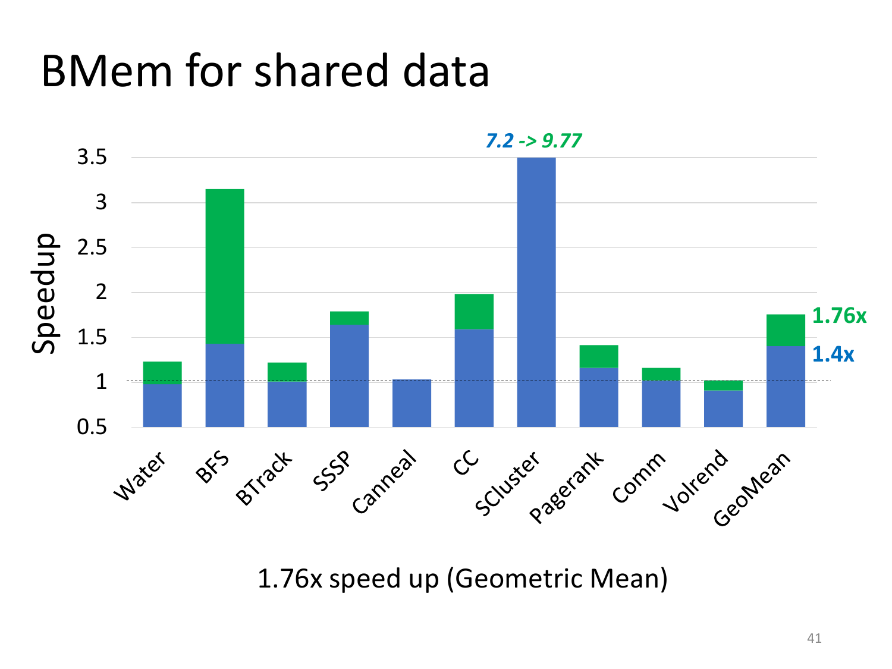# BMem for shared data

*7.2 -> 9.77*

Speedup

Water, BFS, BTrack, SSSP, Canneal, CC, SCluster, Pagerank, Comm, Volrend, GeoMean

**1.76x**

**1.4x**

1.76x speed up (Geometric Mean)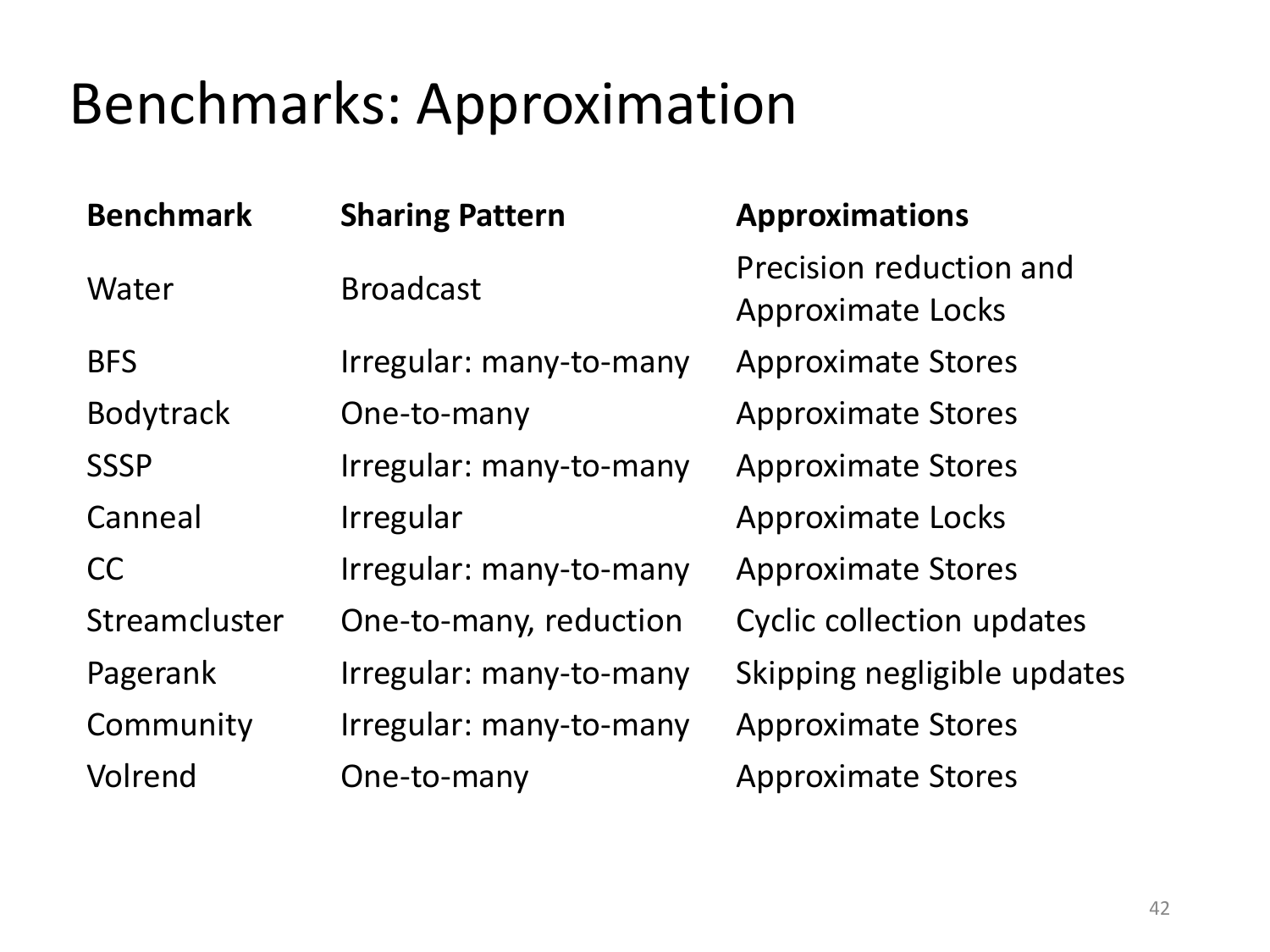# Benchmarks: Approximation

| Benchmark | Sharing Pattern | Approximations |
| --- | --- | --- |
| Water | Broadcast | Precision reduction and Approximate Locks |
| BFS | Irregular: many-to-many | Approximate Stores |
| Bodytrack | One-to-many | Approximate Stores |
| SSSP | Irregular: many-to-many | Approximate Stores |
| Canneal | Irregular | Approximate Locks |
| CC | Irregular: many-to-many | Approximate Stores |
| Streamcluster | One-to-many, reduction | Cyclic collection updates |
| Pagerank | Irregular: many-to-many | Skipping negligible updates |
| Community | Irregular: many-to-many | Approximate Stores |
| Volrend | One-to-many | Approximate Stores |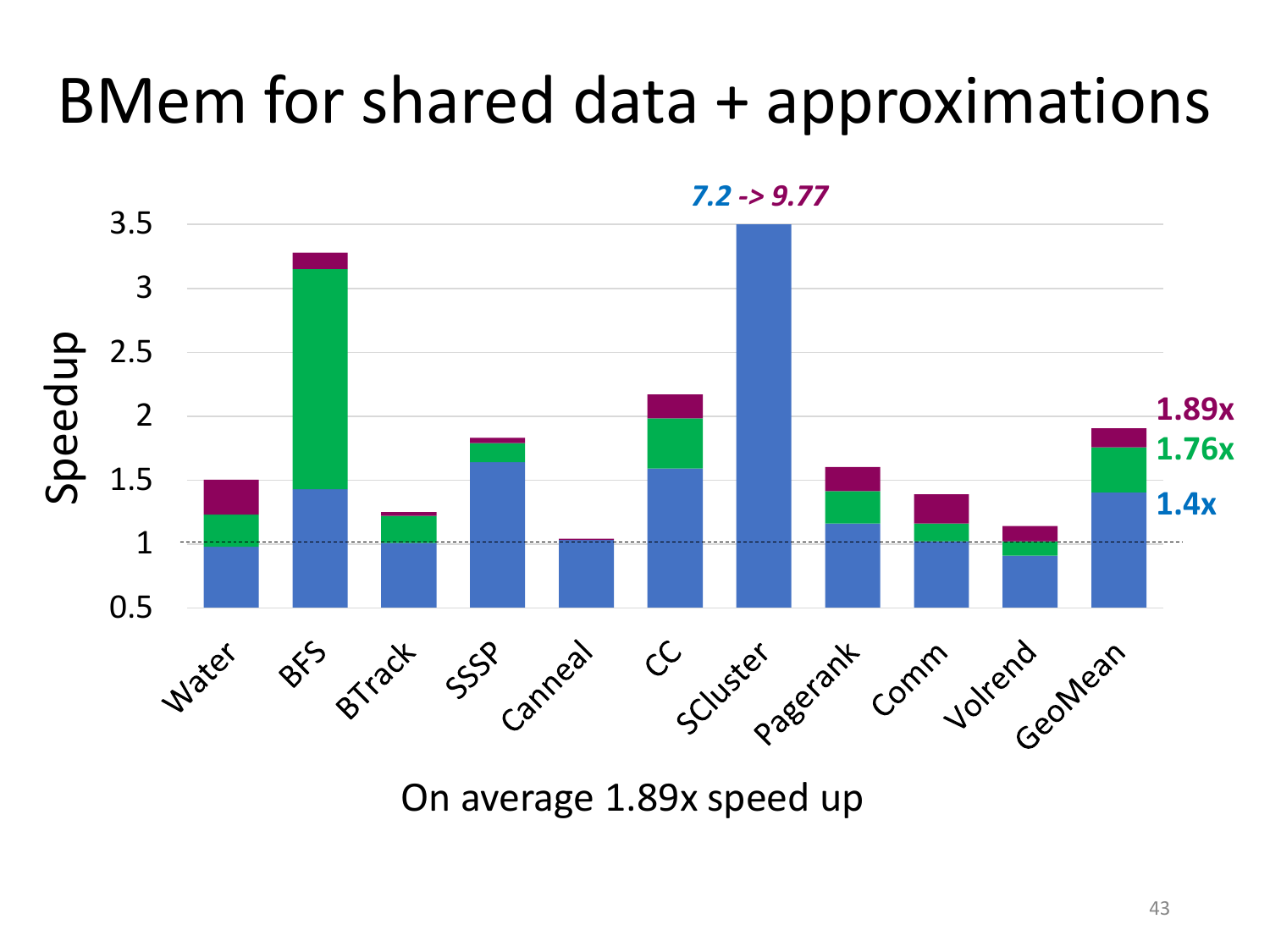# BMem for shared data + approximations

*7.2 -> 9.77*

Speedup

3.5
3
2.5
2
1.5
1
0.5

Water, BFS, BTrack, SSSP, Canneal, CC, SCluster, Pagerank, Comm, Volrend, GeoMean

**1.89x**
**1.76x**
**1.4x**

On average 1.89x speed up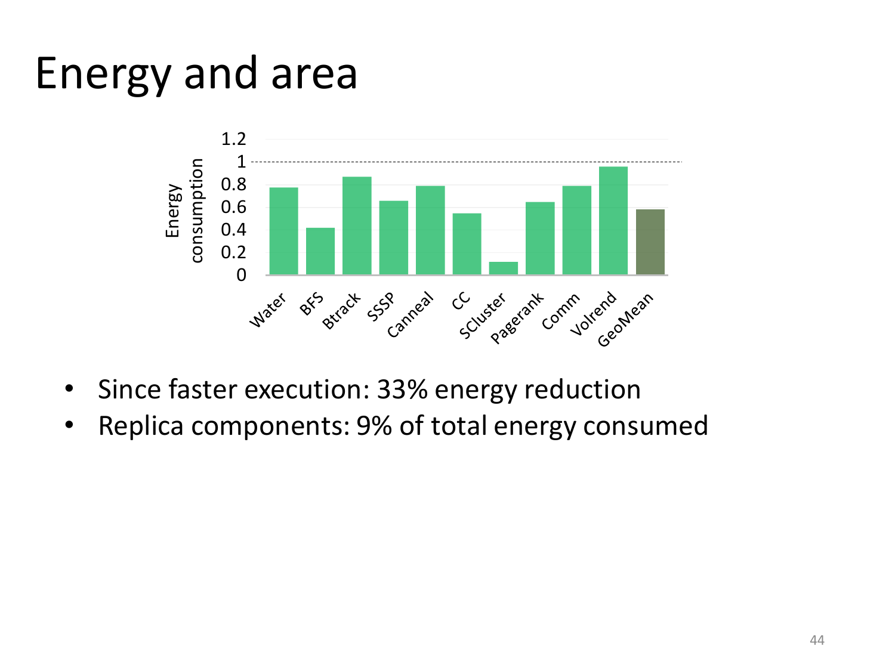# Energy and area

- Since faster execution: 33% energy reduction
- Replica components: 9% of total energy consumed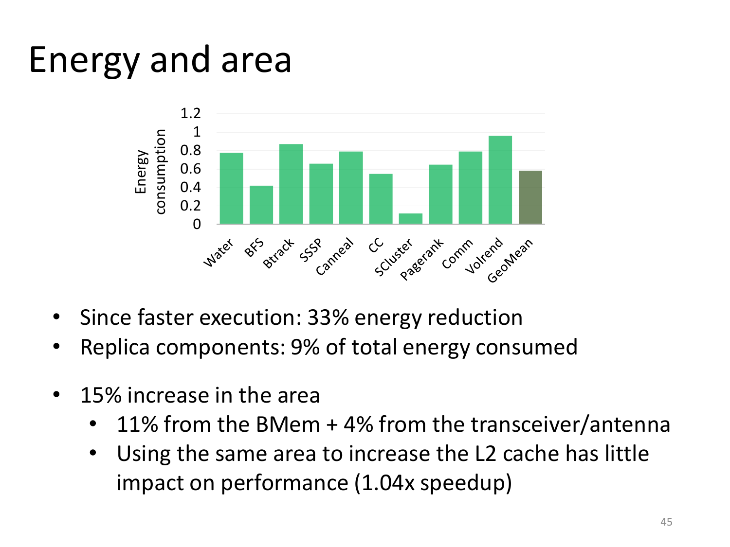# Energy and area

- Since faster execution: 33% energy reduction
- Replica components: 9% of total energy consumed
- 15% increase in the area
  - 11% from the BMem + 4% from the transceiver/antenna
  - Using the same area to increase the L2 cache has little impact on performance (1.04x speedup)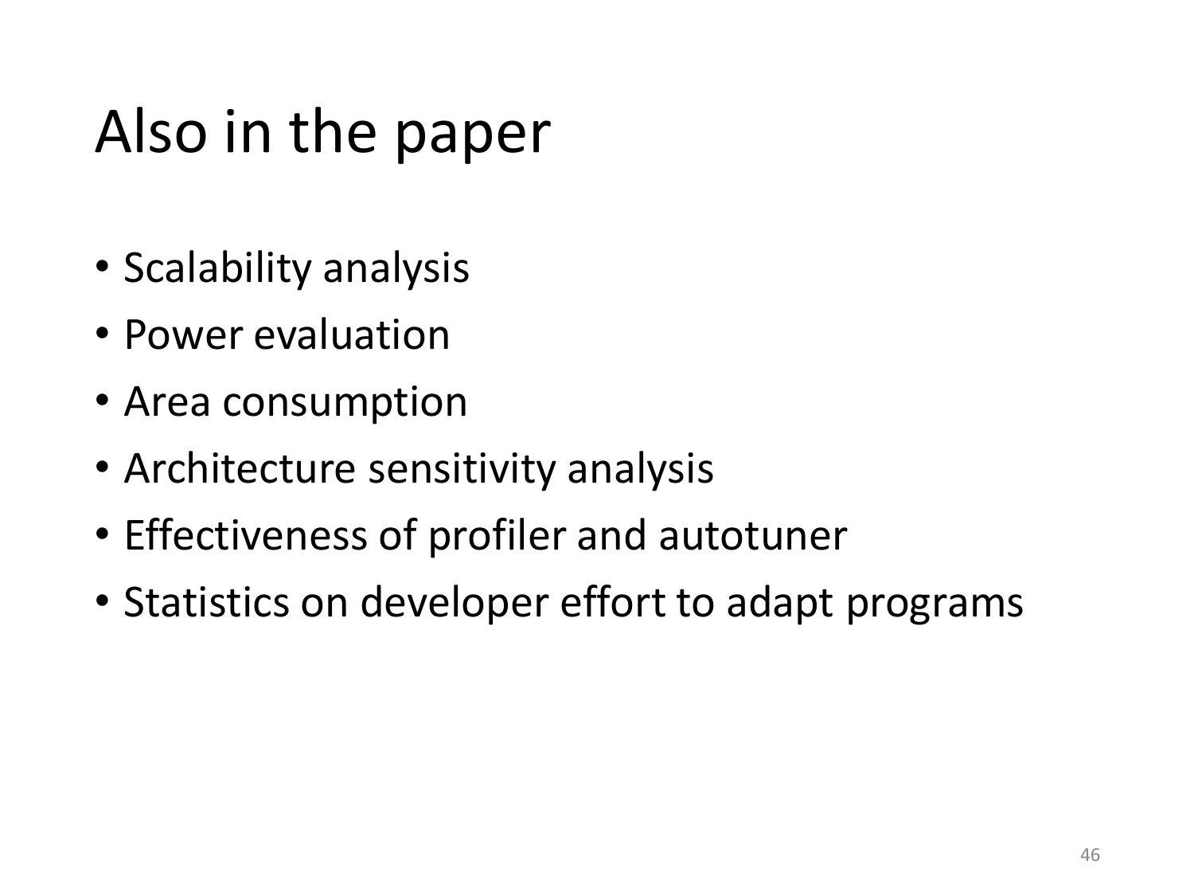# Also in the paper

- Scalability analysis
- Power evaluation
- Area consumption
- Architecture sensitivity analysis
- Effectiveness of profiler and autotuner
- Statistics on developer effort to adapt programs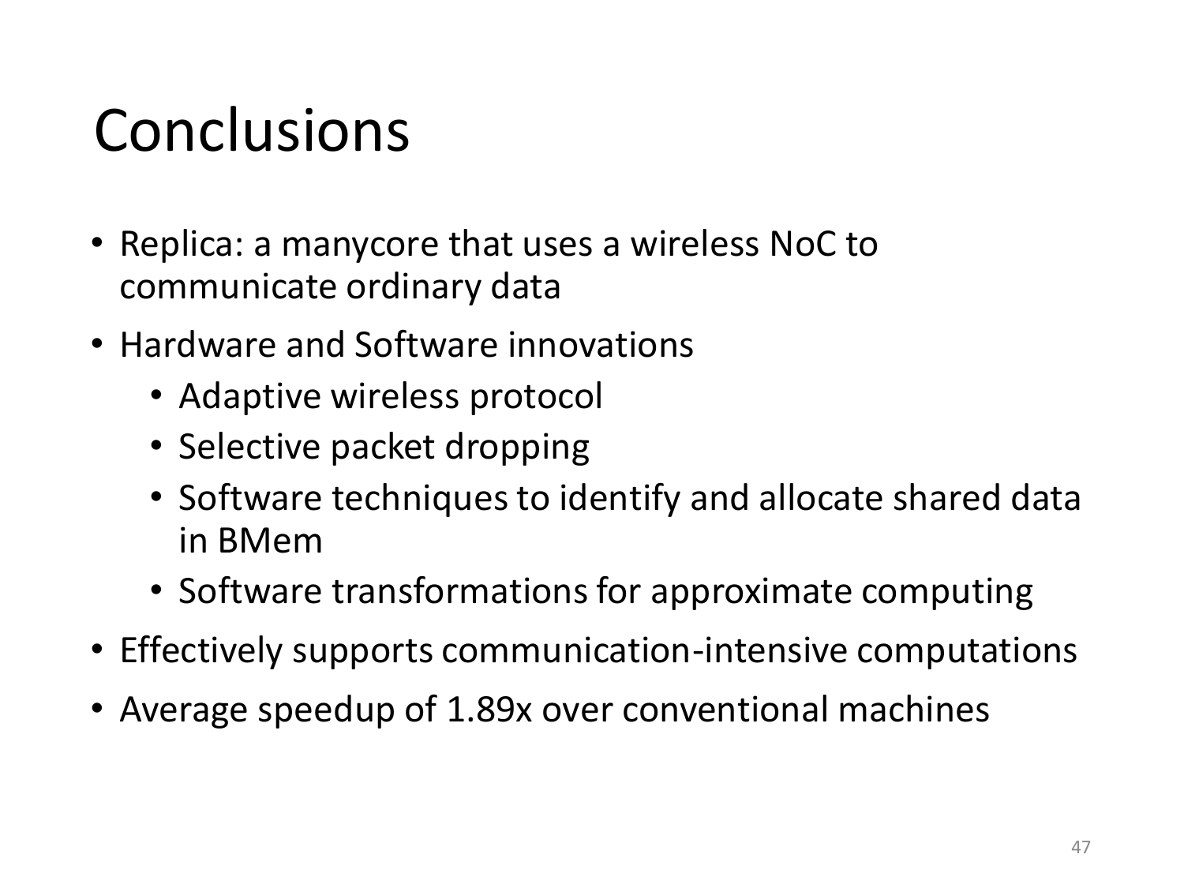# Conclusions

- Replica: a manycore that uses a wireless NoC to communicate ordinary data
- Hardware and Software innovations
  - Adaptive wireless protocol
  - Selective packet dropping
  - Software techniques to identify and allocate shared data in BMem
  - Software transformations for approximate computing
- Effectively supports communication-intensive computations
- Average speedup of 1.89x over conventional machines